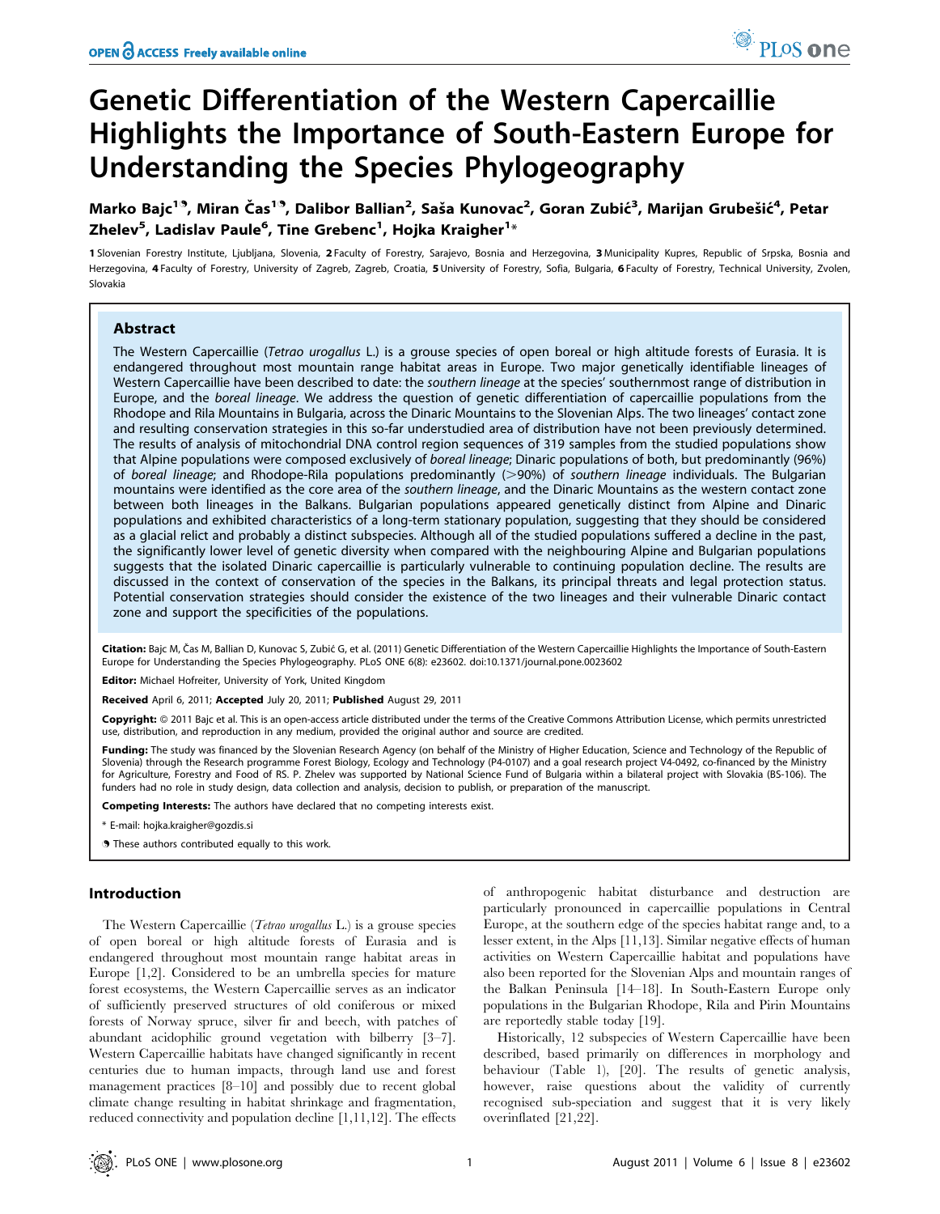# Genetic Differentiation of the Western Capercaillie Highlights the Importance of South-Eastern Europe for Understanding the Species Phylogeography

**Marko Bajc[1], Miran Čas[1], Dalibor Ballian[2], Saša Kunovac[2], Goran Zubić[3], Marijan Grubešić[4], Petar Zhelev[5], Ladislav Paule[6], Tine Grebenc[1], Hojka Kraigher[1]***

1 Slovenian Forestry Institute, Ljubljana, Slovenia, 2 Faculty of Forestry, Sarajevo, Bosnia and Herzegovina, 3 Municipality Kupres, Republic of Srpska, Bosnia and Herzegovina, 4 Faculty of Forestry, University of Zagreb, Zagreb, Croatia, 5 University of Forestry, Sofia, Bulgaria, 6 Faculty of Forestry, Technical University, Zvolen, Slovakia

## Abstract

The Western Capercaillie (*Tetrao urogallus* L.) is a grouse species of open boreal or high altitude forests of Eurasia. It is endangered throughout most mountain range habitat areas in Europe. Two major genetically identifiable lineages of Western Capercaillie have been described to date: the *southern lineage* at the species' southernmost range of distribution in Europe, and the *boreal lineage*. We address the question of genetic differentiation of capercaillie populations from the Rhodope and Rila Mountains in Bulgaria, across the Dinaric Mountains to the Slovenian Alps. The two lineages' contact zone and resulting conservation strategies in this so-far understudied area of distribution have not been previously determined. The results of analysis of mitochondrial DNA control region sequences of 319 samples from the studied populations show that Alpine populations were composed exclusively of *boreal lineage*; Dinaric populations of both, but predominantly (96%) of *boreal lineage*; and Rhodope-Rila populations predominantly (>90%) of *southern lineage* individuals. The Bulgarian mountains were identified as the core area of the *southern lineage*, and the Dinaric Mountains as the western contact zone between both lineages in the Balkans. Bulgarian populations appeared genetically distinct from Alpine and Dinaric populations and exhibited characteristics of a long-term stationary population, suggesting that they should be considered as a glacial relict and probably a distinct subspecies. Although all of the studied populations suffered a decline in the past, the significantly lower level of genetic diversity when compared with the neighbouring Alpine and Bulgarian populations suggests that the isolated Dinaric capercaillie is particularly vulnerable to continuing population decline. The results are discussed in the context of conservation of the species in the Balkans, its principal threats and legal protection status. Potential conservation strategies should consider the existence of the two lineages and their vulnerable Dinaric contact zone and support the specificities of the populations.

**Citation:** Bajc M, Čas M, Ballian D, Kunovac S, Zubić G, et al. (2011) Genetic Differentiation of the Western Capercaillie Highlights the Importance of South-Eastern Europe for Understanding the Species Phylogeography. PLoS ONE 6(8): e23602. doi:10.1371/journal.pone.0023602

**Editor:** Michael Hofreiter, University of York, United Kingdom

**Received** April 6, 2011; **Accepted** July 20, 2011; **Published** August 29, 2011

**Copyright:** © 2011 Bajc et al. This is an open-access article distributed under the terms of the Creative Commons Attribution License, which permits unrestricted use, distribution, and reproduction in any medium, provided the original author and source are credited.

**Funding:** The study was financed by the Slovenian Research Agency (on behalf of the Ministry of Higher Education, Science and Technology of the Republic of Slovenia) through the Research programme Forest Biology, Ecology and Technology (P4-0107) and a goal research project V4-0492, co-financed by the Ministry for Agriculture, Forestry and Food of RS. P. Zhelev was supported by National Science Fund of Bulgaria within a bilateral project with Slovakia (BS-106). The funders had no role in study design, data collection and analysis, decision to publish, or preparation of the manuscript.

**Competing Interests:** The authors have declared that no competing interests exist.

* E-mail: hojka.kraigher@gozdis.si

These authors contributed equally to this work.

## Introduction

The Western Capercaillie (*Tetrao urogallus* L.) is a grouse species of open boreal or high altitude forests of Eurasia and is endangered throughout most mountain range habitat areas in Europe [1,2]. Considered to be an umbrella species for mature forest ecosystems, the Western Capercaillie serves as an indicator of sufficiently preserved structures of old coniferous or mixed forests of Norway spruce, silver fir and beech, with patches of abundant acidophilic ground vegetation with bilberry [3–7]. Western Capercaillie habitats have changed significantly in recent centuries due to human impacts, through land use and forest management practices [8–10] and possibly due to recent global climate change resulting in habitat shrinkage and fragmentation, reduced connectivity and population decline [1,11,12]. The effects of anthropogenic habitat disturbance and destruction are particularly pronounced in capercaillie populations in Central Europe, at the southern edge of the species habitat range and, to a lesser extent, in the Alps [11,13]. Similar negative effects of human activities on Western Capercaillie habitat and populations have also been reported for the Slovenian Alps and mountain ranges of the Balkan Peninsula [14–18]. In South-Eastern Europe only populations in the Bulgarian Rhodope, Rila and Pirin Mountains are reportedly stable today [19].

Historically, 12 subspecies of Western Capercaillie have been described, based primarily on differences in morphology and behaviour (Table 1), [20]. The results of genetic analysis, however, raise questions about the validity of currently recognised sub-speciation and suggest that it is very likely overinflated [21,22].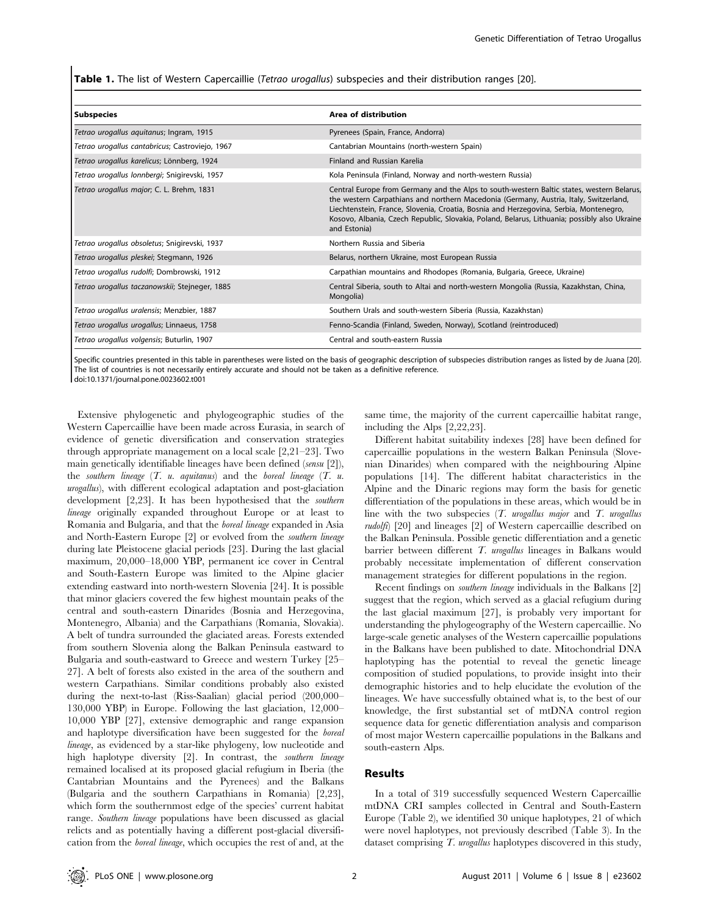**Table 1.** The list of Western Capercaillie (*Tetrao urogallus*) subspecies and their distribution ranges [20].

| Subspecies | Area of distribution |
|---|---|
| *Tetrao urogallus aquitanus*; Ingram, 1915 | Pyrenees (Spain, France, Andorra) |
| *Tetrao urogallus cantabricus*; Castroviejo, 1967 | Cantabrian Mountains (north-western Spain) |
| *Tetrao urogallus karelicus*; Lönnberg, 1924 | Finland and Russian Karelia |
| *Tetrao urogallus lonnbergi*; Snigirevski, 1957 | Kola Peninsula (Finland, Norway and north-western Russia) |
| *Tetrao urogallus major*; C. L. Brehm, 1831 | Central Europe from Germany and the Alps to south-western Baltic states, western Belarus, the western Carpathians and northern Macedonia (Germany, Austria, Italy, Switzerland, Liechtenstein, France, Slovenia, Croatia, Bosnia and Herzegovina, Serbia, Montenegro, Kosovo, Albania, Czech Republic, Slovakia, Poland, Belarus, Lithuania; possibly also Ukraine and Estonia) |
| *Tetrao urogallus obsoletus*; Snigirevski, 1937 | Northern Russia and Siberia |
| *Tetrao urogallus pleskei*; Stegmann, 1926 | Belarus, northern Ukraine, most European Russia |
| *Tetrao urogallus rudolfi*; Dombrowski, 1912 | Carpathian mountains and Rhodopes (Romania, Bulgaria, Greece, Ukraine) |
| *Tetrao urogallus taczanowskii*; Stejneger, 1885 | Central Siberia, south to Altai and north-western Mongolia (Russia, Kazakhstan, China, Mongolia) |
| *Tetrao urogallus uralensis*; Menzbier, 1887 | Southern Urals and south-western Siberia (Russia, Kazakhstan) |
| *Tetrao urogallus urogallus*; Linnaeus, 1758 | Fenno-Scandia (Finland, Sweden, Norway), Scotland (reintroduced) |
| *Tetrao urogallus volgensis*; Buturlin, 1907 | Central and south-eastern Russia |

Specific countries presented in this table in parentheses were listed on the basis of geographic description of subspecies distribution ranges as listed by de Juana [20]. The list of countries is not necessarily entirely accurate and should not be taken as a definitive reference.
doi:10.1371/journal.pone.0023602.t001

Extensive phylogenetic and phylogeographic studies of the Western Capercaillie have been made across Eurasia, in search of evidence of genetic diversification and conservation strategies through appropriate management on a local scale [2,21–23]. Two main genetically identifiable lineages have been defined (*sensu* [2]), the *southern lineage* (*T. u. aquitanus*) and the *boreal lineage* (*T. u. urogallus*), with different ecological adaptation and post-glaciation development [2,23]. It has been hypothesised that the *southern lineage* originally expanded throughout Europe or at least to Romania and Bulgaria, and that the *boreal lineage* expanded in Asia and North-Eastern Europe [2] or evolved from the *southern lineage* during late Pleistocene glacial periods [23]. During the last glacial maximum, 20,000–18,000 YBP, permanent ice cover in Central and South-Eastern Europe was limited to the Alpine glacier extending eastward into north-western Slovenia [24]. It is possible that minor glaciers covered the few highest mountain peaks of the central and south-eastern Dinarides (Bosnia and Herzegovina, Montenegro, Albania) and the Carpathians (Romania, Slovakia). A belt of tundra surrounded the glaciated areas. Forests extended from southern Slovenia along the Balkan Peninsula eastward to Bulgaria and south-eastward to Greece and western Turkey [25–27]. A belt of forests also existed in the area of the southern and western Carpathians. Similar conditions probably also existed during the next-to-last (Riss-Saalian) glacial period (200,000–130,000 YBP) in Europe. Following the last glaciation, 12,000–10,000 YBP [27], extensive demographic and range expansion and haplotype diversification have been suggested for the *boreal lineage*, as evidenced by a star-like phylogeny, low nucleotide and high haplotype diversity [2]. In contrast, the *southern lineage* remained localised at its proposed glacial refugium in Iberia (the Cantabrian Mountains and the Pyrenees) and the Balkans (Bulgaria and the southern Carpathians in Romania) [2,23], which form the southernmost edge of the species' current habitat range. *Southern lineage* populations have been discussed as glacial relicts and as potentially having a different post-glacial diversification from the *boreal lineage*, which occupies the rest of and, at the same time, the majority of the current capercaillie habitat range, including the Alps [2,22,23].

Different habitat suitability indexes [28] have been defined for capercaillie populations in the western Balkan Peninsula (Slovenian Dinarides) when compared with the neighbouring Alpine populations [14]. The different habitat characteristics in the Alpine and the Dinaric regions may form the basis for genetic differentiation of the populations in these areas, which would be in line with the two subspecies (*T. urogallus major* and *T. urogallus rudolfi*) [20] and lineages [2] of Western capercaillie described on the Balkan Peninsula. Possible genetic differentiation and a genetic barrier between different *T. urogallus* lineages in Balkans would probably necessitate implementation of different conservation management strategies for different populations in the region.

Recent findings on *southern lineage* individuals in the Balkans [2] suggest that the region, which served as a glacial refugium during the last glacial maximum [27], is probably very important for understanding the phylogeography of the Western capercaillie. No large-scale genetic analyses of the Western capercaillie populations in the Balkans have been published to date. Mitochondrial DNA haplotyping has the potential to reveal the genetic lineage composition of studied populations, to provide insight into their demographic histories and to help elucidate the evolution of the lineages. We have successfully obtained what is, to the best of our knowledge, the first substantial set of mtDNA control region sequence data for genetic differentiation analysis and comparison of most major Western capercaillie populations in the Balkans and south-eastern Alps.

## Results

In a total of 319 successfully sequenced Western Capercaillie mtDNA CRI samples collected in Central and South-Eastern Europe (Table 2), we identified 30 unique haplotypes, 21 of which were novel haplotypes, not previously described (Table 3). In the dataset comprising *T. urogallus* haplotypes discovered in this study,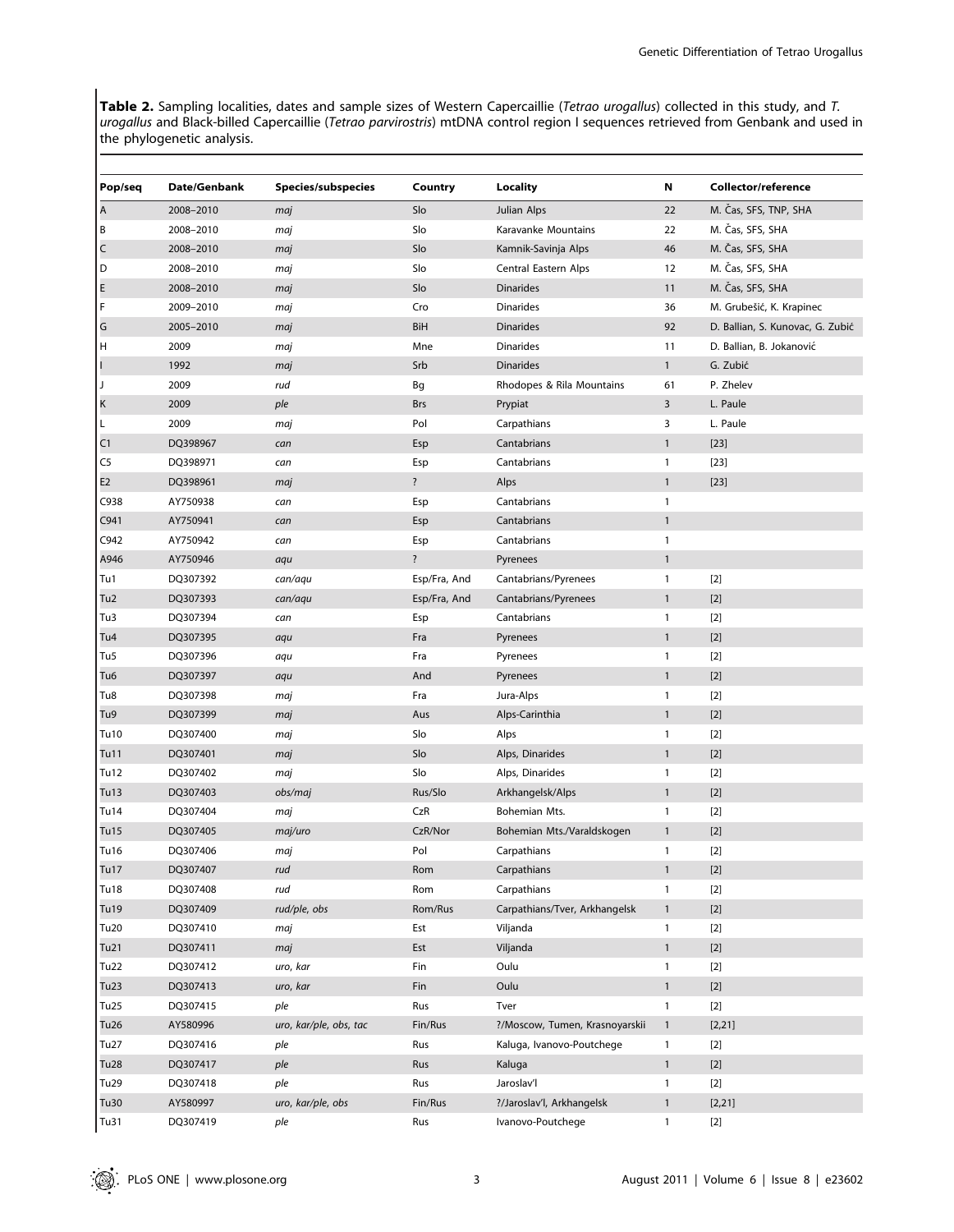**Table 2.** Sampling localities, dates and sample sizes of Western Capercaillie (*Tetrao urogallus*) collected in this study, and *T. urogallus* and Black-billed Capercaillie (*Tetrao parvirostris*) mtDNA control region I sequences retrieved from Genbank and used in the phylogenetic analysis.

| Pop/seq | Date/Genbank | Species/subspecies | Country | Locality | N | Collector/reference |
|---|---|---|---|---|---|---|
| A | 2008–2010 | *maj* | Slo | Julian Alps | 22 | M. Čas, SFS, TNP, SHA |
| B | 2008–2010 | *maj* | Slo | Karavanke Mountains | 22 | M. Čas, SFS, SHA |
| C | 2008–2010 | *maj* | Slo | Kamnik-Savinja Alps | 46 | M. Čas, SFS, SHA |
| D | 2008–2010 | *maj* | Slo | Central Eastern Alps | 12 | M. Čas, SFS, SHA |
| E | 2008–2010 | *maj* | Slo | Dinarides | 11 | M. Čas, SFS, SHA |
| F | 2009–2010 | *maj* | Cro | Dinarides | 36 | M. Grubešić, K. Krapinec |
| G | 2005–2010 | *maj* | BiH | Dinarides | 92 | D. Ballian, S. Kunovac, G. Zubić |
| H | 2009 | *maj* | Mne | Dinarides | 11 | D. Ballian, B. Jokanović |
| I | 1992 | *maj* | Srb | Dinarides | 1 | G. Zubić |
| J | 2009 | *rud* | Bg | Rhodopes & Rila Mountains | 61 | P. Zhelev |
| K | 2009 | *ple* | Brs | Prypiat | 3 | L. Paule |
| L | 2009 | *maj* | Pol | Carpathians | 3 | L. Paule |
| C1 | DQ398967 | *can* | Esp | Cantabrians | 1 | [23] |
| C5 | DQ398971 | *can* | Esp | Cantabrians | 1 | [23] |
| E2 | DQ398961 | *maj* | ? | Alps | 1 | [23] |
| C938 | AY750938 | *can* | Esp | Cantabrians | 1 | |
| C941 | AY750941 | *can* | Esp | Cantabrians | 1 | |
| C942 | AY750942 | *can* | Esp | Cantabrians | 1 | |
| A946 | AY750946 | *aqu* | ? | Pyrenees | 1 | |
| Tu1 | DQ307392 | *can/aqu* | Esp/Fra, And | Cantabrians/Pyrenees | 1 | [2] |
| Tu2 | DQ307393 | *can/aqu* | Esp/Fra, And | Cantabrians/Pyrenees | 1 | [2] |
| Tu3 | DQ307394 | *can* | Esp | Cantabrians | 1 | [2] |
| Tu4 | DQ307395 | *aqu* | Fra | Pyrenees | 1 | [2] |
| Tu5 | DQ307396 | *aqu* | Fra | Pyrenees | 1 | [2] |
| Tu6 | DQ307397 | *aqu* | And | Pyrenees | 1 | [2] |
| Tu8 | DQ307398 | *maj* | Fra | Jura-Alps | 1 | [2] |
| Tu9 | DQ307399 | *maj* | Aus | Alps-Carinthia | 1 | [2] |
| Tu10 | DQ307400 | *maj* | Slo | Alps | 1 | [2] |
| Tu11 | DQ307401 | *maj* | Slo | Alps, Dinarides | 1 | [2] |
| Tu12 | DQ307402 | *maj* | Slo | Alps, Dinarides | 1 | [2] |
| Tu13 | DQ307403 | *obs/maj* | Rus/Slo | Arkhangelsk/Alps | 1 | [2] |
| Tu14 | DQ307404 | *maj* | CzR | Bohemian Mts. | 1 | [2] |
| Tu15 | DQ307405 | *maj/uro* | CzR/Nor | Bohemian Mts./Varaldskogen | 1 | [2] |
| Tu16 | DQ307406 | *maj* | Pol | Carpathians | 1 | [2] |
| Tu17 | DQ307407 | *rud* | Rom | Carpathians | 1 | [2] |
| Tu18 | DQ307408 | *rud* | Rom | Carpathians | 1 | [2] |
| Tu19 | DQ307409 | *rud/ple, obs* | Rom/Rus | Carpathians/Tver, Arkhangelsk | 1 | [2] |
| Tu20 | DQ307410 | *maj* | Est | Viljanda | 1 | [2] |
| Tu21 | DQ307411 | *maj* | Est | Viljanda | 1 | [2] |
| Tu22 | DQ307412 | *uro, kar* | Fin | Oulu | 1 | [2] |
| Tu23 | DQ307413 | *uro, kar* | Fin | Oulu | 1 | [2] |
| Tu25 | DQ307415 | *ple* | Rus | Tver | 1 | [2] |
| Tu26 | AY580996 | *uro, kar/ple, obs, tac* | Fin/Rus | ?/Moscow, Tumen, Krasnoyarskii | 1 | [2,21] |
| Tu27 | DQ307416 | *ple* | Rus | Kaluga, Ivanovo-Poutchege | 1 | [2] |
| Tu28 | DQ307417 | *ple* | Rus | Kaluga | 1 | [2] |
| Tu29 | DQ307418 | *ple* | Rus | Jaroslav'l | 1 | [2] |
| Tu30 | AY580997 | *uro, kar/ple, obs* | Fin/Rus | ?/Jaroslav'l, Arkhangelsk | 1 | [2,21] |
| Tu31 | DQ307419 | *ple* | Rus | Ivanovo-Poutchege | 1 | [2] |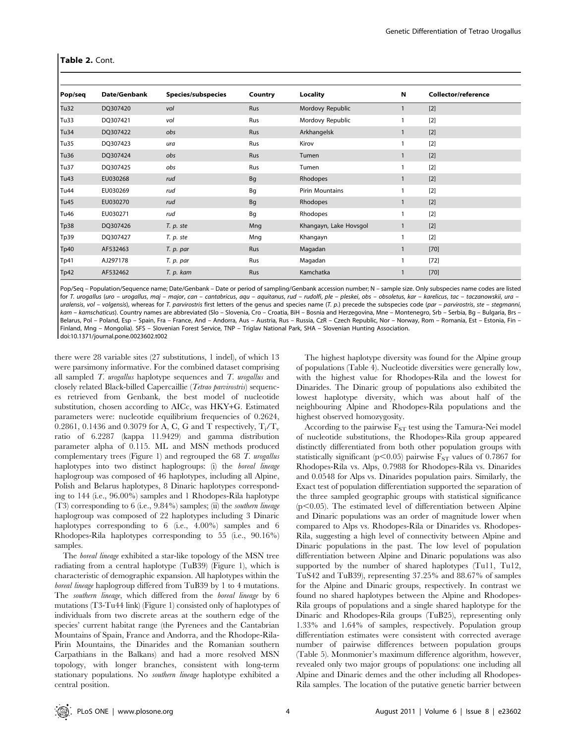**Table 2.** Cont.

| Pop/seq | Date/Genbank | Species/subspecies | Country | Locality | N | Collector/reference |
|---|---|---|---|---|---|---|
| Tu32 | DQ307420 | *vol* | Rus | Mordovy Republic | 1 | [2] |
| Tu33 | DQ307421 | *vol* | Rus | Mordovy Republic | 1 | [2] |
| Tu34 | DQ307422 | *obs* | Rus | Arkhangelsk | 1 | [2] |
| Tu35 | DQ307423 | *ura* | Rus | Kirov | 1 | [2] |
| Tu36 | DQ307424 | *obs* | Rus | Tumen | 1 | [2] |
| Tu37 | DQ307425 | *obs* | Rus | Tumen | 1 | [2] |
| Tu43 | EU030268 | *rud* | Bg | Rhodopes | 1 | [2] |
| Tu44 | EU030269 | *rud* | Bg | Pirin Mountains | 1 | [2] |
| Tu45 | EU030270 | *rud* | Bg | Rhodopes | 1 | [2] |
| Tu46 | EU030271 | *rud* | Bg | Rhodopes | 1 | [2] |
| Tp38 | DQ307426 | *T. p. ste* | Mng | Khangayn, Lake Hovsgol | 1 | [2] |
| Tp39 | DQ307427 | *T. p. ste* | Mng | Khangayn | 1 | [2] |
| Tp40 | AF532463 | *T. p. par* | Rus | Magadan | 1 | [70] |
| Tp41 | AJ297178 | *T. p. par* | Rus | Magadan | 1 | [72] |
| Tp42 | AF532462 | *T. p. kam* | Rus | Kamchatka | 1 | [70] |

Pop/Seq – Population/Sequence name; Date/Genbank – Date or period of sampling/Genbank accession number; N – sample size. Only subspecies name codes are listed for *T. urogallus* (*uro – urogallus, maj – major, can – cantabricus, aqu – aquitanus, rud – rudolfi, ple – pleskei, obs – obsoletus, kar – karelicus, tac – taczanowskii, ura – uralensis, vol – volgensis*), whereas for *T. parvirostris* first letters of the genus and species name (*T. p.*) precede the subspecies code (*par – parvirostris, ste – stegmanni, kam – kamschaticus*). Country names are abbreviated (Slo – Slovenia, Cro – Croatia, BiH – Bosnia and Herzegovina, Mne – Montenegro, Srb – Serbia, Bg – Bulgaria, Brs – Belarus, Pol – Poland, Esp – Spain, Fra – France, And – Andorra, Aus – Austria, Rus – Russia, CzR – Czech Republic, Nor – Norway, Rom – Romania, Est – Estonia, Fin – Finland, Mng – Mongolia). SFS – Slovenian Forest Service, TNP – Triglav National Park, SHA – Slovenian Hunting Association.
doi:10.1371/journal.pone.0023602.t002

there were 28 variable sites (27 substitutions, 1 indel), of which 13 were parsimony informative. For the combined dataset comprising all sampled *T. urogallus* haplotype sequences and *T. urogallus* and closely related Black-billed Capercaillie (*Tetrao parvirostris*) sequences retrieved from Genbank, the best model of nucleotide substitution, chosen according to AICc, was HKY+G. Estimated parameters were: nucleotide equilibrium frequencies of 0.2624, 0.2861, 0.1436 and 0.3079 for A, C, G and T respectively, $T_i/T_v$ ratio of 6.2287 (kappa 11.9429) and gamma distribution parameter alpha of 0.115. ML and MSN methods produced complementary trees (Figure 1) and regrouped the 68 *T. urogallus* haplotypes into two distinct haplogroups: (i) the *boreal lineage* haplogroup was composed of 46 haplotypes, including all Alpine, Polish and Belarus haplotypes, 8 Dinaric haplotypes corresponding to 144 (i.e., 96.00%) samples and 1 Rhodopes-Rila haplotype (T3) corresponding to 6 (i.e., 9.84%) samples; (ii) the *southern lineage* haplogroup was composed of 22 haplotypes including 3 Dinaric haplotypes corresponding to 6 (i.e., 4.00%) samples and 6 Rhodopes-Rila haplotypes corresponding to 55 (i.e., 90.16%) samples.

The *boreal lineage* exhibited a star-like topology of the MSN tree radiating from a central haplotype (TuB39) (Figure 1), which is characteristic of demographic expansion. All haplotypes within the *boreal lineage* haplogroup differed from TuB39 by 1 to 4 mutations. The *southern lineage*, which differed from the *boreal lineage* by 6 mutations (T3-Tu44 link) (Figure 1) consisted only of haplotypes of individuals from two discrete areas at the southern edge of the species' current habitat range (the Pyrenees and the Cantabrian Mountains of Spain, France and Andorra, and the Rhodope-Rila-Pirin Mountains, the Dinarides and the Romanian southern Carpathians in the Balkans) and had a more resolved MSN topology, with longer branches, consistent with long-term stationary populations. No *southern lineage* haplotype exhibited a central position.

The highest haplotype diversity was found for the Alpine group of populations (Table 4). Nucleotide diversities were generally low, with the highest value for Rhodopes-Rila and the lowest for Dinarides. The Dinaric group of populations also exhibited the lowest haplotype diversity, which was about half of the neighbouring Alpine and Rhodopes-Rila populations and the highest observed homozygosity.

According to the pairwise $F_{ST}$ test using the Tamura-Nei model of nucleotide substitutions, the Rhodopes-Rila group appeared distinctly differentiated from both other population groups with statistically significant ($p<0.05$) pairwise $F_{ST}$ values of 0.7867 for Rhodopes-Rila vs. Alps, 0.7988 for Rhodopes-Rila vs. Dinarides and 0.0548 for Alps vs. Dinarides population pairs. Similarly, the Exact test of population differentiation supported the separation of the three sampled geographic groups with statistical significance ($p<0.05$). The estimated level of differentiation between Alpine and Dinaric populations was an order of magnitude lower when compared to Alps vs. Rhodopes-Rila or Dinarides vs. Rhodopes-Rila, suggesting a high level of connectivity between Alpine and Dinaric populations in the past. The low level of population differentiation between Alpine and Dinaric populations was also supported by the number of shared haplotypes (Tu11, Tu12, TuS42 and TuB39), representing 37.25% and 88.67% of samples for the Alpine and Dinaric groups, respectively. In contrast we found no shared haplotypes between the Alpine and Rhodopes-Rila groups of populations and a single shared haplotype for the Dinaric and Rhodopes-Rila groups (TuB25), representing only 1.33% and 1.64% of samples, respectively. Population group differentiation estimates were consistent with corrected average number of pairwise differences between population groups (Table 5). Monmonier's maximum difference algorithm, however, revealed only two major groups of populations: one including all Alpine and Dinaric demes and the other including all Rhodopes-Rila samples. The location of the putative genetic barrier between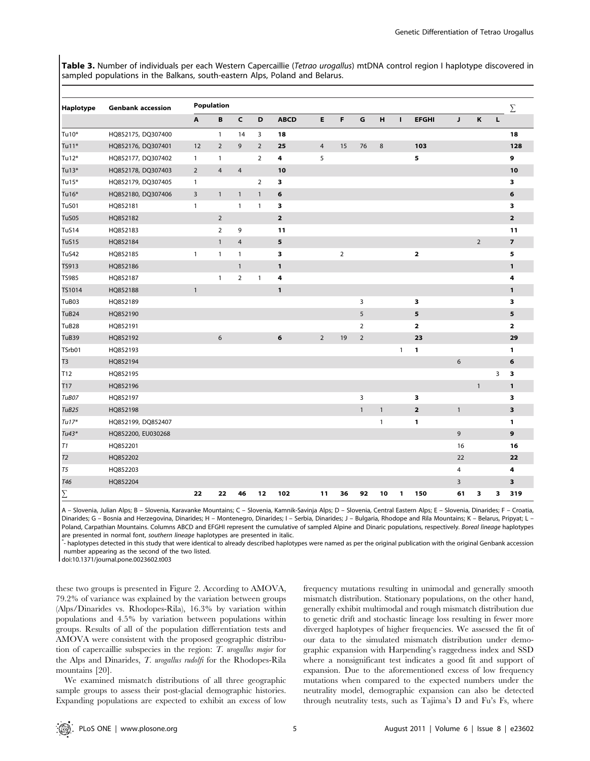**Table 3.** Number of individuals per each Western Capercaillie (*Tetrao urogallus*) mtDNA control region I haplotype discovered in sampled populations in the Balkans, south-eastern Alps, Poland and Belarus.

| Haplotype | Genbank accession | Population | | | | | | | | | | | | | | ∑ |
|---|---|---|---|---|---|---|---|---|---|---|---|---|---|---|---|---|
| | | A | B | C | D | ABCD | E | F | G | H | I | EFGHI | J | K | L | |
| Tu10* | HQ852175, DQ307400 | | 1 | 14 | 3 | **18** | | | | | | | | | | **18** |
| Tu11* | HQ852176, DQ307401 | 12 | 2 | 9 | 2 | **25** | 4 | 15 | 76 | 8 | | **103** | | | | **128** |
| Tu12* | HQ852177, DQ307402 | 1 | 1 | | 2 | **4** | 5 | | | | | **5** | | | | **9** |
| Tu13* | HQ852178, DQ307403 | 2 | 4 | 4 | | **10** | | | | | | | | | | **10** |
| Tu15* | HQ852179, DQ307405 | 1 | | | 2 | **3** | | | | | | | | | | **3** |
| Tu16* | HQ852180, DQ307406 | 3 | 1 | 1 | 1 | **6** | | | | | | | | | | **6** |
| TuS01 | HQ852181 | 1 | | 1 | 1 | **3** | | | | | | | | | | **3** |
| TuS05 | HQ852182 | | 2 | | | **2** | | | | | | | | | | **2** |
| TuS14 | HQ852183 | | 2 | 9 | | **11** | | | | | | | | | | **11** |
| TuS15 | HQ852184 | | 1 | 4 | | **5** | | | | | | | | 2 | | **7** |
| TuS42 | HQ852185 | 1 | 1 | 1 | | **3** | | 2 | | | | **2** | | | | **5** |
| TS913 | HQ852186 | | | 1 | | **1** | | | | | | | | | | **1** |
| TS985 | HQ852187 | | 1 | 2 | 1 | **4** | | | | | | | | | | **4** |
| TS1014 | HQ852188 | 1 | | | | **1** | | | | | | | | | | **1** |
| TuB03 | HQ852189 | | | | | | | | 3 | | | **3** | | | | **3** |
| TuB24 | HQ852190 | | | | | | | | 5 | | | **5** | | | | **5** |
| TuB28 | HQ852191 | | | | | | | | 2 | | | **2** | | | | **2** |
| TuB39 | HQ852192 | | 6 | | | **6** | 2 | 19 | 2 | | | **23** | | | | **29** |
| TSrb01 | HQ852193 | | | | | | | | | | 1 | **1** | | | | **1** |
| T3 | HQ852194 | | | | | | | | | | | | 6 | | | **6** |
| T12 | HQ852195 | | | | | | | | | | | | | | 3 | **3** |
| T17 | HQ852196 | | | | | | | | | | | | | 1 | | **1** |
| *TuB07* | HQ852197 | | | | | | | | 3 | | | **3** | | | | **3** |
| *TuB25* | HQ852198 | | | | | | | | 1 | 1 | | **2** | 1 | | | **3** |
| *Tu17** | HQ852199, DQ852407 | | | | | | | | | 1 | | **1** | | | | **1** |
| *Tu43** | HQ852200, EU030268 | | | | | | | | | | | | 9 | | | **9** |
| *T1* | HQ852201 | | | | | | | | | | | | 16 | | | **16** |
| *T2* | HQ852202 | | | | | | | | | | | | 22 | | | **22** |
| *T5* | HQ852203 | | | | | | | | | | | | 4 | | | **4** |
| *T46* | HQ852204 | | | | | | | | | | | | 3 | | | **3** |
| ∑ | | **22** | **22** | **46** | **12** | **102** | **11** | **36** | **92** | **10** | **1** | **150** | **61** | **3** | **3** | **319** |

A – Slovenia, Julian Alps; B – Slovenia, Karavanke Mountains; C – Slovenia, Kamnik-Savinja Alps; D – Slovenia, Central Eastern Alps; E – Slovenia, Dinarides; F – Croatia, Dinarides; G – Bosnia and Herzegovina, Dinarides; H – Montenegro, Dinarides; I – Serbia, Dinarides; J – Bulgaria, Rhodope and Rila Mountains; K – Belarus, Pripyat; L – Poland, Carpathian Mountains. Columns ABCD and EFGHI represent the cumulative of sampled Alpine and Dinaric populations, respectively. *Boreal lineage* haplotypes are presented in normal font, *southern lineage* haplotypes are presented in italic.

*- haplotypes detected in this study that were identical to already described haplotypes were named as per the original publication with the original Genbank accession number appearing as the second of the two listed.

doi:10.1371/journal.pone.0023602.t003

these two groups is presented in Figure 2. According to AMOVA, 79.2% of variance was explained by the variation between groups (Alps/Dinarides vs. Rhodopes-Rila), 16.3% by variation within populations and 4.5% by variation between populations within groups. Results of all of the population differentiation tests and AMOVA were consistent with the proposed geographic distribution of capercaillie subspecies in the region: *T. urogallus major* for the Alps and Dinarides, *T. urogallus rudolfi* for the Rhodopes-Rila mountains [20].

We examined mismatch distributions of all three geographic sample groups to assess their post-glacial demographic histories. Expanding populations are expected to exhibit an excess of low frequency mutations resulting in unimodal and generally smooth mismatch distribution. Stationary populations, on the other hand, generally exhibit multimodal and rough mismatch distribution due to genetic drift and stochastic lineage loss resulting in fewer more diverged haplotypes of higher frequencies. We assessed the fit of our data to the simulated mismatch distribution under demographic expansion with Harpending's raggedness index and SSD where a nonsignificant test indicates a good fit and support of expansion. Due to the aforementioned excess of low frequency mutations when compared to the expected numbers under the neutrality model, demographic expansion can also be detected through neutrality tests, such as Tajima's D and Fu's Fs, where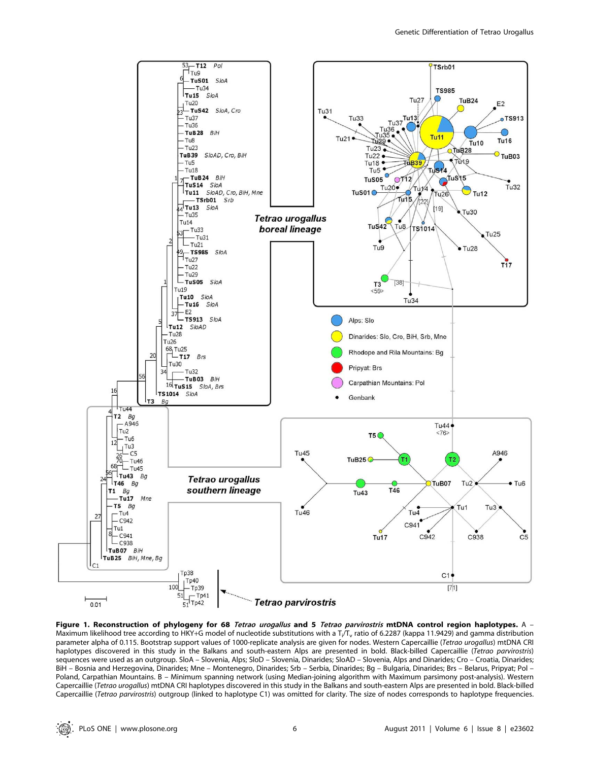**Figure 1. Reconstruction of phylogeny for 68 *Tetrao urogallus* and 5 *Tetrao parvirostris* mtDNA control region haplotypes.** A – Maximum likelihood tree according to HKY+G model of nucleotide substitutions with a $T_i/T_v$ ratio of 6.2287 (kappa 11.9429) and gamma distribution parameter alpha of 0.115. Bootstrap support values of 1000-replicate analysis are given for nodes. Western Capercaillie (*Tetrao urogallus*) mtDNA CRI haplotypes discovered in this study in the Balkans and south-eastern Alps are presented in bold. Black-billed Capercaillie (*Tetrao parvirostris*) sequences were used as an outgroup. SloA – Slovenia, Alps; SloD – Slovenia, Dinarides; SloAD – Slovenia, Alps and Dinarides; Cro – Croatia, Dinarides; BiH – Bosnia and Herzegovina, Dinarides; Mne – Montenegro, Dinarides; Srb – Serbia, Dinarides; Bg – Bulgaria, Dinarides; Brs – Belarus, Pripyat; Pol – Poland, Carpathian Mountains. B – Minimum spanning network (using Median-joining algorithm with Maximum parsimony post-analysis). Western Capercaillie (*Tetrao urogallus*) mtDNA CRI haplotypes discovered in this study in the Balkans and south-eastern Alps are presented in bold. Black-billed Capercaillie (*Tetrao parvirostris*) outgroup (linked to haplotype C1) was omitted for clarity. The size of nodes corresponds to haplotype frequencies.
doi:10.1371/journal.pone.0023602.g001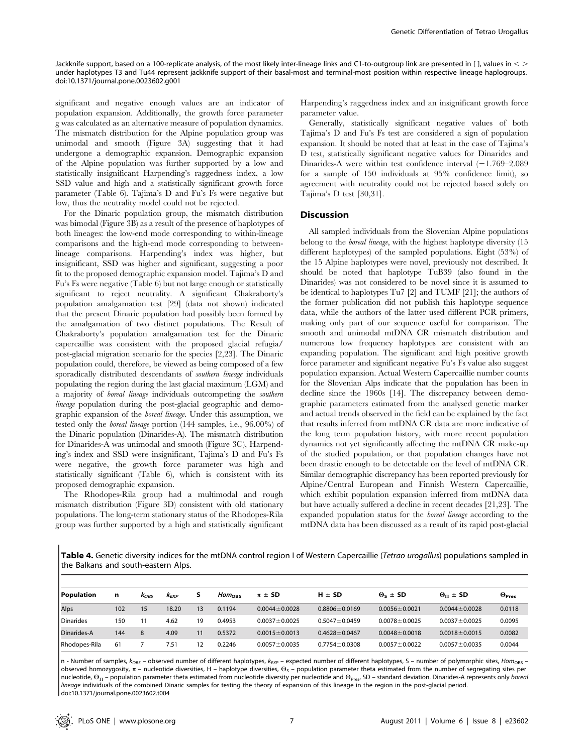Jackknife support, based on a 100-replicate analysis, of the most likely inter-lineage links and C1-to-outgroup link are presented in [ ], values in < > under haplotypes T3 and Tu44 represent jackknife support of their basal-most and terminal-most position within respective lineage haplogroups. doi:10.1371/journal.pone.0023602.g001

significant and negative enough values are an indicator of population expansion. Additionally, the growth force parameter g was calculated as an alternative measure of population dynamics. The mismatch distribution for the Alpine population group was unimodal and smooth (Figure 3A) suggesting that it had undergone a demographic expansion. Demographic expansion of the Alpine population was further supported by a low and statistically insignificant Harpending's raggedness index, a low SSD value and high and a statistically significant growth force parameter (Table 6). Tajima's D and Fu's Fs were negative but low, thus the neutrality model could not be rejected.

For the Dinaric population group, the mismatch distribution was bimodal (Figure 3B) as a result of the presence of haplotypes of both lineages: the low-end mode corresponding to within-lineage comparisons and the high-end mode corresponding to between-lineage comparisons. Harpending's index was higher, but insignificant, SSD was higher and significant, suggesting a poor fit to the proposed demographic expansion model. Tajima's D and Fu's Fs were negative (Table 6) but not large enough or statistically significant to reject neutrality. A significant Chakraborty's population amalgamation test [29] (data not shown) indicated that the present Dinaric population had possibly been formed by the amalgamation of two distinct populations. The Result of Chakraborty's population amalgamation test for the Dinaric capercaillie was consistent with the proposed glacial refugia/post-glacial migration scenario for the species [2,23]. The Dinaric population could, therefore, be viewed as being composed of a few sporadically distributed descendants of *southern lineage* individuals populating the region during the last glacial maximum (LGM) and a majority of *boreal lineage* individuals outcompeting the *southern lineage* population during the post-glacial geographic and demographic expansion of the *boreal lineage*. Under this assumption, we tested only the *boreal lineage* portion (144 samples, i.e., 96.00%) of the Dinaric population (Dinarides-A). The mismatch distribution for Dinarides-A was unimodal and smooth (Figure 3C), Harpending's index and SSD were insignificant, Tajima's D and Fu's Fs were negative, the growth force parameter was high and statistically significant (Table 6), which is consistent with its proposed demographic expansion.

The Rhodopes-Rila group had a multimodal and rough mismatch distribution (Figure 3D) consistent with old stationary populations. The long-term stationary status of the Rhodopes-Rila group was further supported by a high and statistically significant Harpending's raggedness index and an insignificant growth force parameter value.

Generally, statistically significant negative values of both Tajima's D and Fu's Fs test are considered a sign of population expansion. It should be noted that at least in the case of Tajima's D test, statistically significant negative values for Dinarides and Dinarides-A were within test confidence interval (−1.769–2.089 for a sample of 150 individuals at 95% confidence limit), so agreement with neutrality could not be rejected based solely on Tajima's D test [30,31].

## Discussion

All sampled individuals from the Slovenian Alpine populations belong to the *boreal lineage*, with the highest haplotype diversity (15 different haplotypes) of the sampled populations. Eight (53%) of the 15 Alpine haplotypes were novel, previously not described. It should be noted that haplotype TuB39 (also found in the Dinarides) was not considered to be novel since it is assumed to be identical to haplotypes Tu7 [2] and TUMF [21]; the authors of the former publication did not publish this haplotype sequence data, while the authors of the latter used different PCR primers, making only part of our sequence useful for comparison. The smooth and unimodal mtDNA CR mismatch distribution and numerous low frequency haplotypes are consistent with an expanding population. The significant and high positive growth force parameter and significant negative Fu's Fs value also suggest population expansion. Actual Western Capercaillie number counts for the Slovenian Alps indicate that the population has been in decline since the 1960s [14]. The discrepancy between demographic parameters estimated from the analysed genetic marker and actual trends observed in the field can be explained by the fact that results inferred from mtDNA CR data are more indicative of the long term population history, with more recent population dynamics not yet significantly affecting the mtDNA CR make-up of the studied population, or that population changes have not been drastic enough to be detectable on the level of mtDNA CR. Similar demographic discrepancy has been reported previously for Alpine/Central European and Finnish Western Capercaillie, which exhibit population expansion inferred from mtDNA data but have actually suffered a decline in recent decades [21,23]. The expanded population status for the *boreal lineage* according to the mtDNA data has been discussed as a result of its rapid post-glacial

**Table 4.** Genetic diversity indices for the mtDNA control region I of Western Capercaillie (*Tetrao urogallus*) populations sampled in the Balkans and south-eastern Alps.

| Population | n | $k_{OBS}$ | $k_{EXP}$ | S | $Hom_{OBS}$ | $\pi \pm$ SD | H $\pm$ SD | $\Theta_S \pm$ SD | $\Theta_\Pi \pm$ SD | $\Theta_{Pres}$ |
|---|---|---|---|---|---|---|---|---|---|---|
| Alps | 102 | 15 | 18.20 | 13 | 0.1194 | 0.0044±0.0028 | 0.8806±0.0169 | 0.0056±0.0021 | 0.0044±0.0028 | 0.0118 |
| Dinarides | 150 | 11 | 4.62 | 19 | 0.4953 | 0.0037±0.0025 | 0.5047±0.0459 | 0.0078±0.0025 | 0.0037±0.0025 | 0.0095 |
| Dinarides-A | 144 | 8 | 4.09 | 11 | 0.5372 | 0.0015±0.0013 | 0.4628±0.0467 | 0.0048±0.0018 | 0.0018±0.0015 | 0.0082 |
| Rhodopes-Rila | 61 | 7 | 7.51 | 12 | 0.2246 | 0.0057±0.0035 | 0.7754±0.0308 | 0.0057±0.0022 | 0.0057±0.0035 | 0.0044 |

n - Number of samples, $k_{OBS}$ – observed number of different haplotypes, $k_{EXP}$ – expected number of different haplotypes, S – number of polymorphic sites, $Hom_{OBS}$ – observed homozygosity, $\pi$ – nucleotide diversities, H – haplotype diversities, $\Theta_S$ – population parameter theta estimated from the number of segregating sites per nucleotide, $\Theta_\Pi$ – population parameter theta estimated from nucleotide diversity per nucleotide and $\Theta_{Pres}$, SD – standard deviation. Dinarides-A represents only *boreal lineage* individuals of the combined Dinaric samples for testing the theory of expansion of this lineage in the region in the post-glacial period.
doi:10.1371/journal.pone.0023602.t004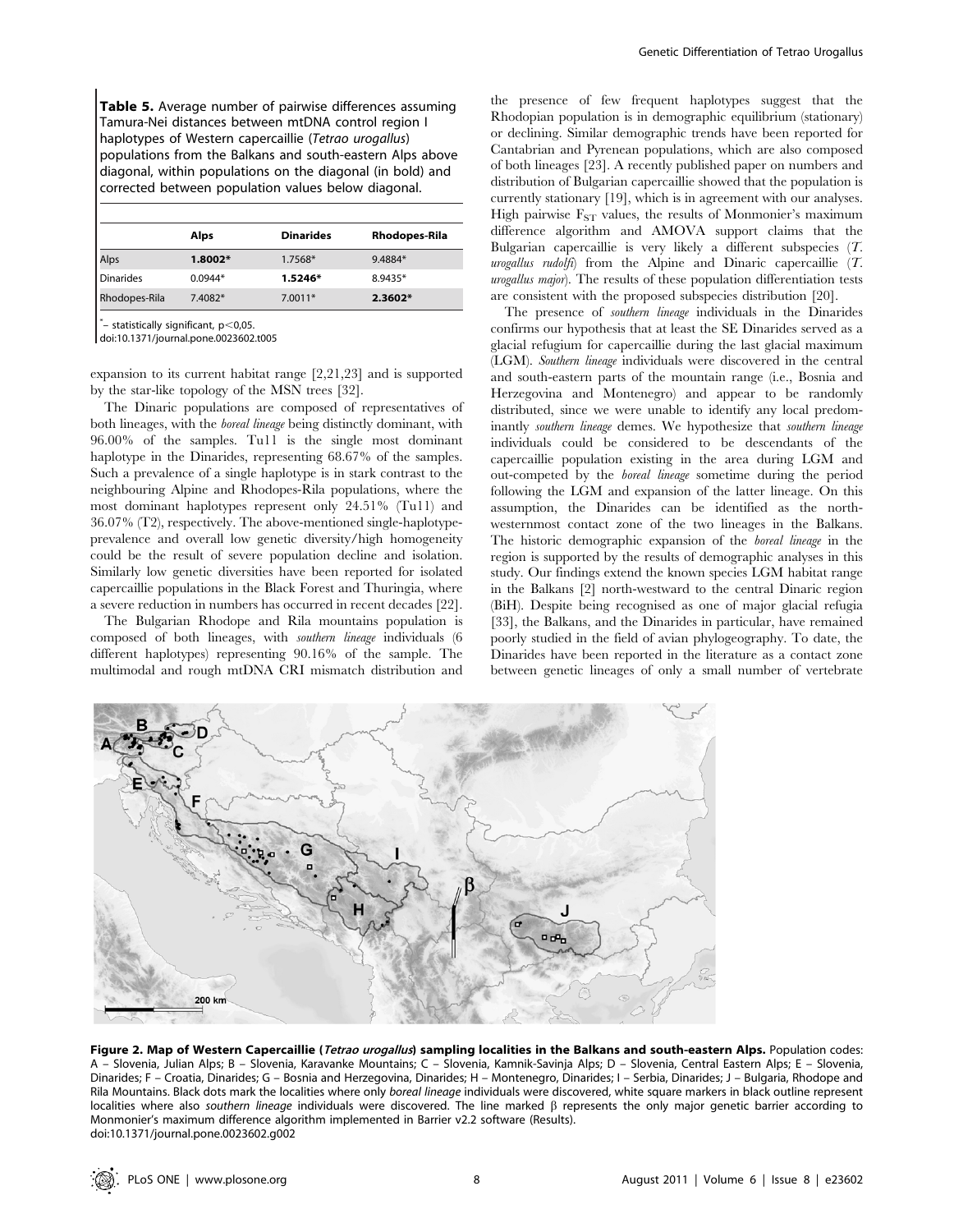**Table 5.** Average number of pairwise differences assuming Tamura-Nei distances between mtDNA control region I haplotypes of Western capercaillie (*Tetrao urogallus*) populations from the Balkans and south-eastern Alps above diagonal, within populations on the diagonal (in bold) and corrected between population values below diagonal.

| | Alps | Dinarides | Rhodopes-Rila |
|---|---|---|---|
| Alps | **1.8002*** | 1.7568* | 9.4884* |
| Dinarides | 0.0944* | **1.5246*** | 8.9435* |
| Rhodopes-Rila | 7.4082* | 7.0011* | **2.3602*** |

*– statistically significant, $p<0{,}05$.
doi:10.1371/journal.pone.0023602.t005

expansion to its current habitat range [2,21,23] and is supported by the star-like topology of the MSN trees [32].

The Dinaric populations are composed of representatives of both lineages, with the *boreal lineage* being distinctly dominant, with 96.00% of the samples. Tu11 is the single most dominant haplotype in the Dinarides, representing 68.67% of the samples. Such a prevalence of a single haplotype is in stark contrast to the neighbouring Alpine and Rhodopes-Rila populations, where the most dominant haplotypes represent only 24.51% (Tu11) and 36.07% (T2), respectively. The above-mentioned single-haplotype-prevalence and overall low genetic diversity/high homogeneity could be the result of severe population decline and isolation. Similarly low genetic diversities have been reported for isolated capercaillie populations in the Black Forest and Thuringia, where a severe reduction in numbers has occurred in recent decades [22].

The Bulgarian Rhodope and Rila mountains population is composed of both lineages, with *southern lineage* individuals (6 different haplotypes) representing 90.16% of the sample. The multimodal and rough mtDNA CRI mismatch distribution and the presence of few frequent haplotypes suggest that the Rhodopian population is in demographic equilibrium (stationary) or declining. Similar demographic trends have been reported for Cantabrian and Pyrenean populations, which are also composed of both lineages [23]. A recently published paper on numbers and distribution of Bulgarian capercaillie showed that the population is currently stationary [19], which is in agreement with our analyses. High pairwise $F_{ST}$ values, the results of Monmonier's maximum difference algorithm and AMOVA support claims that the Bulgarian capercaillie is very likely a different subspecies (*T. urogallus rudolfi*) from the Alpine and Dinaric capercaillie (*T. urogallus major*). The results of these population differentiation tests are consistent with the proposed subspecies distribution [20].

The presence of *southern lineage* individuals in the Dinarides confirms our hypothesis that at least the SE Dinarides served as a glacial refugium for capercaillie during the last glacial maximum (LGM). *Southern lineage* individuals were discovered in the central and south-eastern parts of the mountain range (i.e., Bosnia and Herzegovina and Montenegro) and appear to be randomly distributed, since we were unable to identify any local predominantly *southern lineage* demes. We hypothesize that *southern lineage* individuals could be considered to be descendants of the capercaillie population existing in the area during LGM and out-competed by the *boreal lineage* sometime during the period following the LGM and expansion of the latter lineage. On this assumption, the Dinarides can be identified as the north-westernmost contact zone of the two lineages in the Balkans. The historic demographic expansion of the *boreal lineage* in the region is supported by the results of demographic analyses in this study. Our findings extend the known species LGM habitat range in the Balkans [2] north-westward to the central Dinaric region (BiH). Despite being recognised as one of major glacial refugia [33], the Balkans, and the Dinarides in particular, have remained poorly studied in the field of avian phylogeography. To date, the Dinarides have been reported in the literature as a contact zone between genetic lineages of only a small number of vertebrate

**Figure 2. Map of Western Capercaillie (*Tetrao urogallus*) sampling localities in the Balkans and south-eastern Alps.** Population codes: A – Slovenia, Julian Alps; B – Slovenia, Karavanke Mountains; C – Slovenia, Kamnik-Savinja Alps; D – Slovenia, Central Eastern Alps; E – Slovenia, Dinarides; F – Croatia, Dinarides; G – Bosnia and Herzegovina, Dinarides; H – Montenegro, Dinarides; I – Serbia, Dinarides; J – Bulgaria, Rhodope and Rila Mountains. Black dots mark the localities where only *boreal lineage* individuals were discovered, white square markers in black outline represent localities where also *southern lineage* individuals were discovered. The line marked β represents the only major genetic barrier according to Monmonier's maximum difference algorithm implemented in Barrier v2.2 software (Results).
doi:10.1371/journal.pone.0023602.g002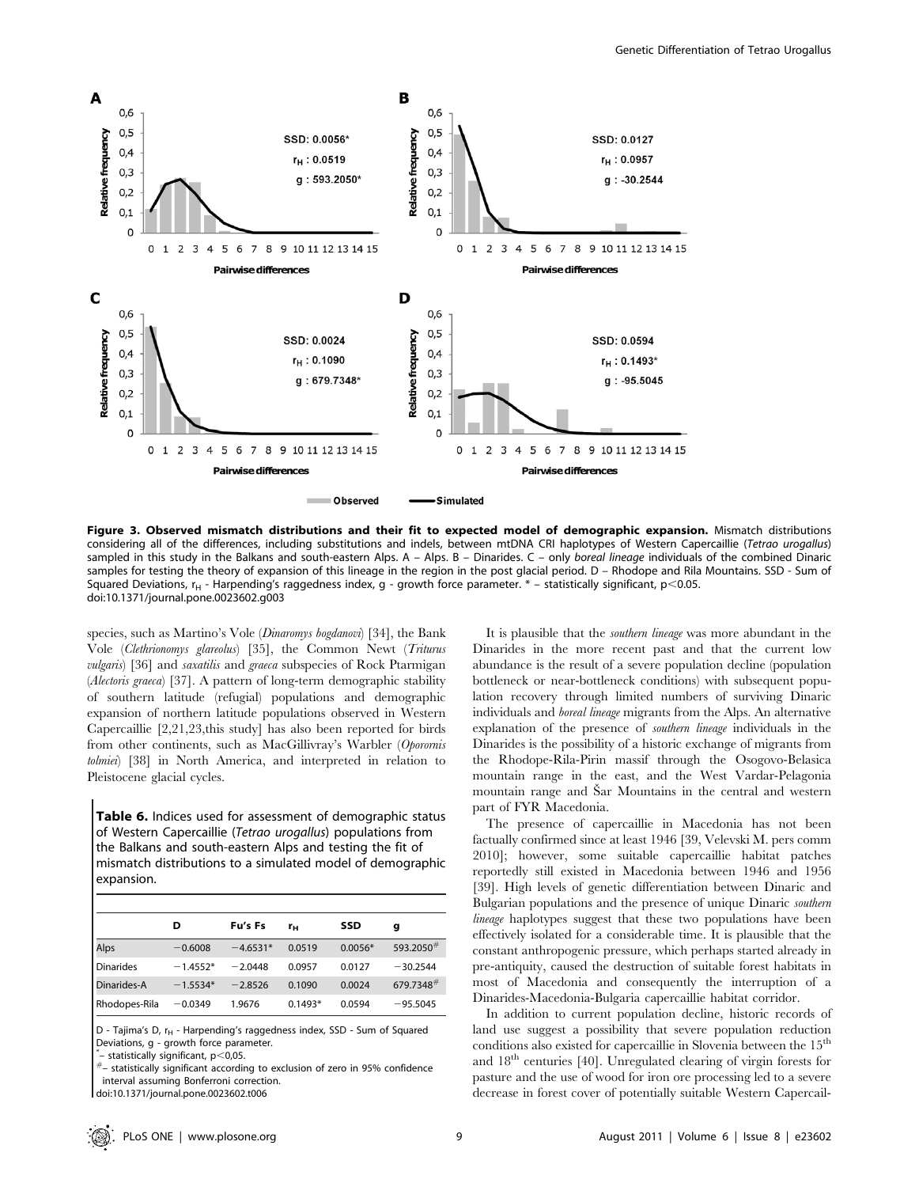**Figure 3. Observed mismatch distributions and their fit to expected model of demographic expansion.** Mismatch distributions considering all of the differences, including substitutions and indels, between mtDNA CRI haplotypes of Western Capercaillie (*Tetrao urogallus*) sampled in this study in the Balkans and south-eastern Alps. A – Alps. B – Dinarides. C – only *boreal lineage* individuals of the combined Dinaric samples for testing the theory of expansion of this lineage in the region in the post glacial period. D – Rhodope and Rila Mountains. SSD - Sum of Squared Deviations, $r_H$ - Harpending's raggedness index, g - growth force parameter. * – statistically significant, $p<0.05$.
doi:10.1371/journal.pone.0023602.g003

species, such as Martino's Vole (*Dinaromys bogdanovi*) [34], the Bank Vole (*Clethrionomys glareolus*) [35], the Common Newt (*Triturus vulgaris*) [36] and *saxatilis* and *graeca* subspecies of Rock Ptarmigan (*Alectoris graeca*) [37]. A pattern of long-term demographic stability of southern latitude (refugial) populations and demographic expansion of northern latitude populations observed in Western Capercaillie [2,21,23,this study] has also been reported for birds from other continents, such as MacGillivray's Warbler (*Oporornis tolmiei*) [38] in North America, and interpreted in relation to Pleistocene glacial cycles.

**Table 6.** Indices used for assessment of demographic status of Western Capercaillie (*Tetrao urogallus*) populations from the Balkans and south-eastern Alps and testing the fit of mismatch distributions to a simulated model of demographic expansion.

| | D | Fu's Fs | $r_H$ | SSD | g |
|---|---|---|---|---|---|
| Alps | −0.6008 | −4.6531* | 0.0519 | 0.0056* | 593.2050# |
| Dinarides | −1.4552* | −2.0448 | 0.0957 | 0.0127 | −30.2544 |
| Dinarides-A | −1.5534* | −2.8526 | 0.1090 | 0.0024 | 679.7348# |
| Rhodopes-Rila | −0.0349 | 1.9676 | 0.1493* | 0.0594 | −95.5045 |

D - Tajima's D, $r_H$ - Harpending's raggedness index, SSD - Sum of Squared Deviations, g - growth force parameter.
* – statistically significant, $p<0{,}05$.
# – statistically significant according to exclusion of zero in 95% confidence interval assuming Bonferroni correction.
doi:10.1371/journal.pone.0023602.t006

It is plausible that the *southern lineage* was more abundant in the Dinarides in the more recent past and that the current low abundance is the result of a severe population decline (population bottleneck or near-bottleneck conditions) with subsequent population recovery through limited numbers of surviving Dinaric individuals and *boreal lineage* migrants from the Alps. An alternative explanation of the presence of *southern lineage* individuals in the Dinarides is the possibility of a historic exchange of migrants from the Rhodope-Rila-Pirin massif through the Osogovo-Belasica mountain range in the east, and the West Vardar-Pelagonia mountain range and Šar Mountains in the central and western part of FYR Macedonia.

The presence of capercaillie in Macedonia has not been factually confirmed since at least 1946 [39, Velevski M. pers comm 2010]; however, some suitable capercaillie habitat patches reportedly still existed in Macedonia between 1946 and 1956 [39]. High levels of genetic differentiation between Dinaric and Bulgarian populations and the presence of unique Dinaric *southern lineage* haplotypes suggest that these two populations have been effectively isolated for a considerable time. It is plausible that the constant anthropogenic pressure, which perhaps started already in pre-antiquity, caused the destruction of suitable forest habitats in most of Macedonia and consequently the interruption of a Dinarides-Macedonia-Bulgaria capercaillie habitat corridor.

In addition to current population decline, historic records of land use suggest a possibility that severe population reduction conditions also existed for capercaillie in Slovenia between the 15th and 18th centuries [40]. Unregulated clearing of virgin forests for pasture and the use of wood for iron ore processing led to a severe decrease in forest cover of potentially suitable Western Capercail-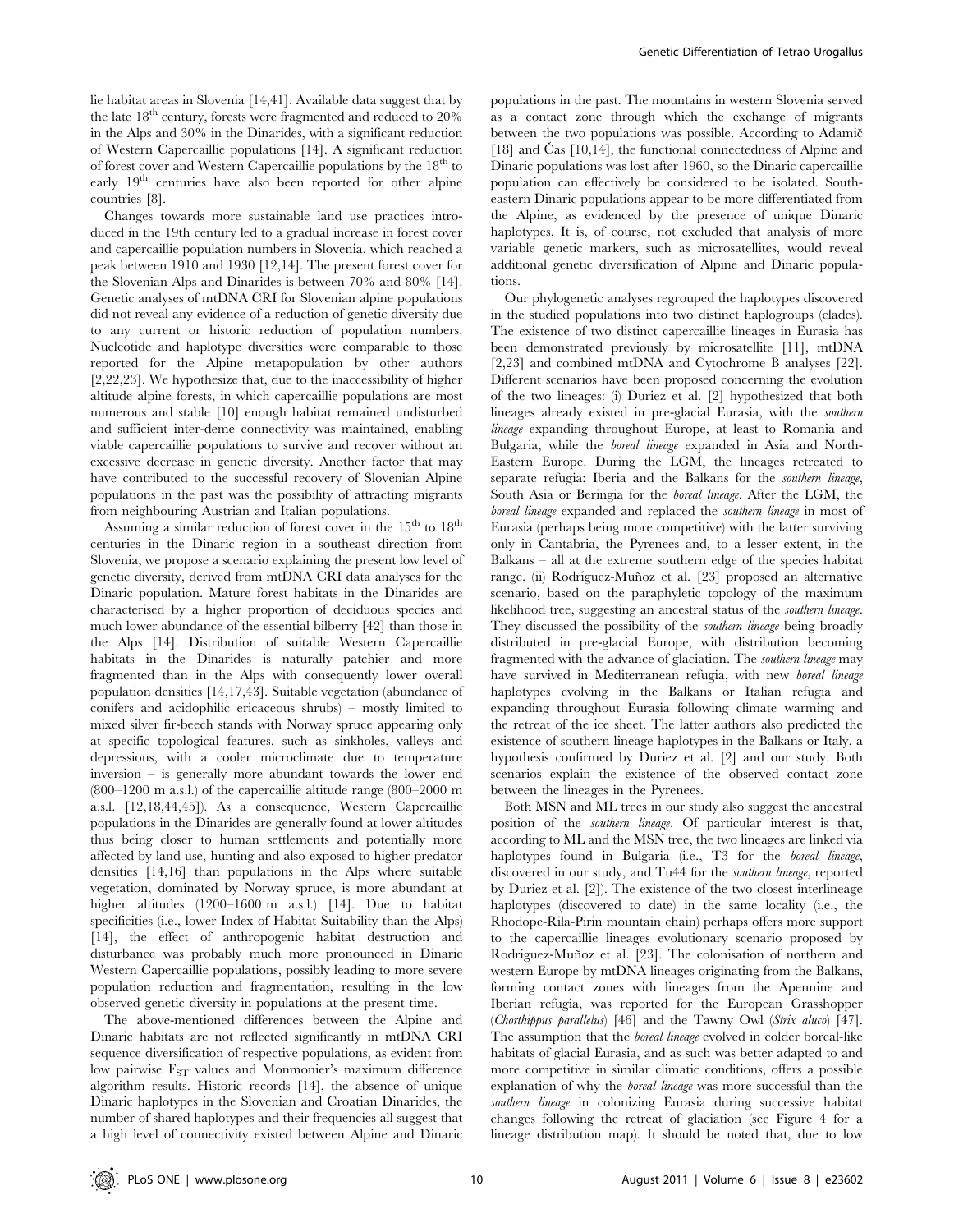lie habitat areas in Slovenia [14,41]. Available data suggest that by the late 18[th] century, forests were fragmented and reduced to 20% in the Alps and 30% in the Dinarides, with a significant reduction of Western Capercaillie populations [14]. A significant reduction of forest cover and Western Capercaillie populations by the 18[th] to early 19[th] centuries have also been reported for other alpine countries [8].

Changes towards more sustainable land use practices introduced in the 19th century led to a gradual increase in forest cover and capercaillie population numbers in Slovenia, which reached a peak between 1910 and 1930 [12,14]. The present forest cover for the Slovenian Alps and Dinarides is between 70% and 80% [14]. Genetic analyses of mtDNA CRI for Slovenian alpine populations did not reveal any evidence of a reduction of genetic diversity due to any current or historic reduction of population numbers. Nucleotide and haplotype diversities were comparable to those reported for the Alpine metapopulation by other authors [2,22,23]. We hypothesize that, due to the inaccessibility of higher altitude alpine forests, in which capercaillie populations are most numerous and stable [10] enough habitat remained undisturbed and sufficient inter-deme connectivity was maintained, enabling viable capercaillie populations to survive and recover without an excessive decrease in genetic diversity. Another factor that may have contributed to the successful recovery of Slovenian Alpine populations in the past was the possibility of attracting migrants from neighbouring Austrian and Italian populations.

Assuming a similar reduction of forest cover in the 15[th] to 18[th] centuries in the Dinaric region in a southeast direction from Slovenia, we propose a scenario explaining the present low level of genetic diversity, derived from mtDNA CRI data analyses for the Dinaric population. Mature forest habitats in the Dinarides are characterised by a higher proportion of deciduous species and much lower abundance of the essential bilberry [42] than those in the Alps [14]. Distribution of suitable Western Capercaillie habitats in the Dinarides is naturally patchier and more fragmented than in the Alps with consequently lower overall population densities [14,17,43]. Suitable vegetation (abundance of conifers and acidophilic ericaceous shrubs) – mostly limited to mixed silver fir-beech stands with Norway spruce appearing only at specific topological features, such as sinkholes, valleys and depressions, with a cooler microclimate due to temperature inversion – is generally more abundant towards the lower end (800–1200 m a.s.l.) of the capercaillie altitude range (800–2000 m a.s.l. [12,18,44,45]). As a consequence, Western Capercaillie populations in the Dinarides are generally found at lower altitudes thus being closer to human settlements and potentially more affected by land use, hunting and also exposed to higher predator densities [14,16] than populations in the Alps where suitable vegetation, dominated by Norway spruce, is more abundant at higher altitudes (1200–1600 m a.s.l.) [14]. Due to habitat specificities (i.e., lower Index of Habitat Suitability than the Alps) [14], the effect of anthropogenic habitat destruction and disturbance was probably much more pronounced in Dinaric Western Capercaillie populations, possibly leading to more severe population reduction and fragmentation, resulting in the low observed genetic diversity in populations at the present time.

The above-mentioned differences between the Alpine and Dinaric habitats are not reflected significantly in mtDNA CRI sequence diversification of respective populations, as evident from low pairwise $F_{ST}$ values and Monmonier's maximum difference algorithm results. Historic records [14], the absence of unique Dinaric haplotypes in the Slovenian and Croatian Dinarides, the number of shared haplotypes and their frequencies all suggest that a high level of connectivity existed between Alpine and Dinaric populations in the past. The mountains in western Slovenia served as a contact zone through which the exchange of migrants between the two populations was possible. According to Adamič [18] and Čas [10,14], the functional connectedness of Alpine and Dinaric populations was lost after 1960, so the Dinaric capercaillie population can effectively be considered to be isolated. Southeastern Dinaric populations appear to be more differentiated from the Alpine, as evidenced by the presence of unique Dinaric haplotypes. It is, of course, not excluded that analysis of more variable genetic markers, such as microsatellites, would reveal additional genetic diversification of Alpine and Dinaric populations.

Our phylogenetic analyses regrouped the haplotypes discovered in the studied populations into two distinct haplogroups (clades). The existence of two distinct capercaillie lineages in Eurasia has been demonstrated previously by microsatellite [11], mtDNA [2,23] and combined mtDNA and Cytochrome B analyses [22]. Different scenarios have been proposed concerning the evolution of the two lineages: (i) Duriez et al. [2] hypothesized that both lineages already existed in pre-glacial Eurasia, with the *southern lineage* expanding throughout Europe, at least to Romania and Bulgaria, while the *boreal lineage* expanded in Asia and North-Eastern Europe. During the LGM, the lineages retreated to separate refugia: Iberia and the Balkans for the *southern lineage*, South Asia or Beringia for the *boreal lineage*. After the LGM, the *boreal lineage* expanded and replaced the *southern lineage* in most of Eurasia (perhaps being more competitive) with the latter surviving only in Cantabria, the Pyrenees and, to a lesser extent, in the Balkans – all at the extreme southern edge of the species habitat range. (ii) Rodríguez-Muñoz et al. [23] proposed an alternative scenario, based on the paraphyletic topology of the maximum likelihood tree, suggesting an ancestral status of the *southern lineage*. They discussed the possibility of the *southern lineage* being broadly distributed in pre-glacial Europe, with distribution becoming fragmented with the advance of glaciation. The *southern lineage* may have survived in Mediterranean refugia, with new *boreal lineage* haplotypes evolving in the Balkans or Italian refugia and expanding throughout Eurasia following climate warming and the retreat of the ice sheet. The latter authors also predicted the existence of southern lineage haplotypes in the Balkans or Italy, a hypothesis confirmed by Duriez et al. [2] and our study. Both scenarios explain the existence of the observed contact zone between the lineages in the Pyrenees.

Both MSN and ML trees in our study also suggest the ancestral position of the *southern lineage*. Of particular interest is that, according to ML and the MSN tree, the two lineages are linked via haplotypes found in Bulgaria (i.e., T3 for the *boreal lineage*, discovered in our study, and Tu44 for the *southern lineage*, reported by Duriez et al. [2]). The existence of the two closest interlineage haplotypes (discovered to date) in the same locality (i.e., the Rhodope-Rila-Pirin mountain chain) perhaps offers more support to the capercaillie lineages evolutionary scenario proposed by Rodríguez-Muñoz et al. [23]. The colonisation of northern and western Europe by mtDNA lineages originating from the Balkans, forming contact zones with lineages from the Apennine and Iberian refugia, was reported for the European Grasshopper (*Chorthippus parallelus*) [46] and the Tawny Owl (*Strix aluco*) [47]. The assumption that the *boreal lineage* evolved in colder boreal-like habitats of glacial Eurasia, and as such was better adapted to and more competitive in similar climatic conditions, offers a possible explanation of why the *boreal lineage* was more successful than the *southern lineage* in colonizing Eurasia during successive habitat changes following the retreat of glaciation (see Figure 4 for a lineage distribution map). It should be noted that, due to low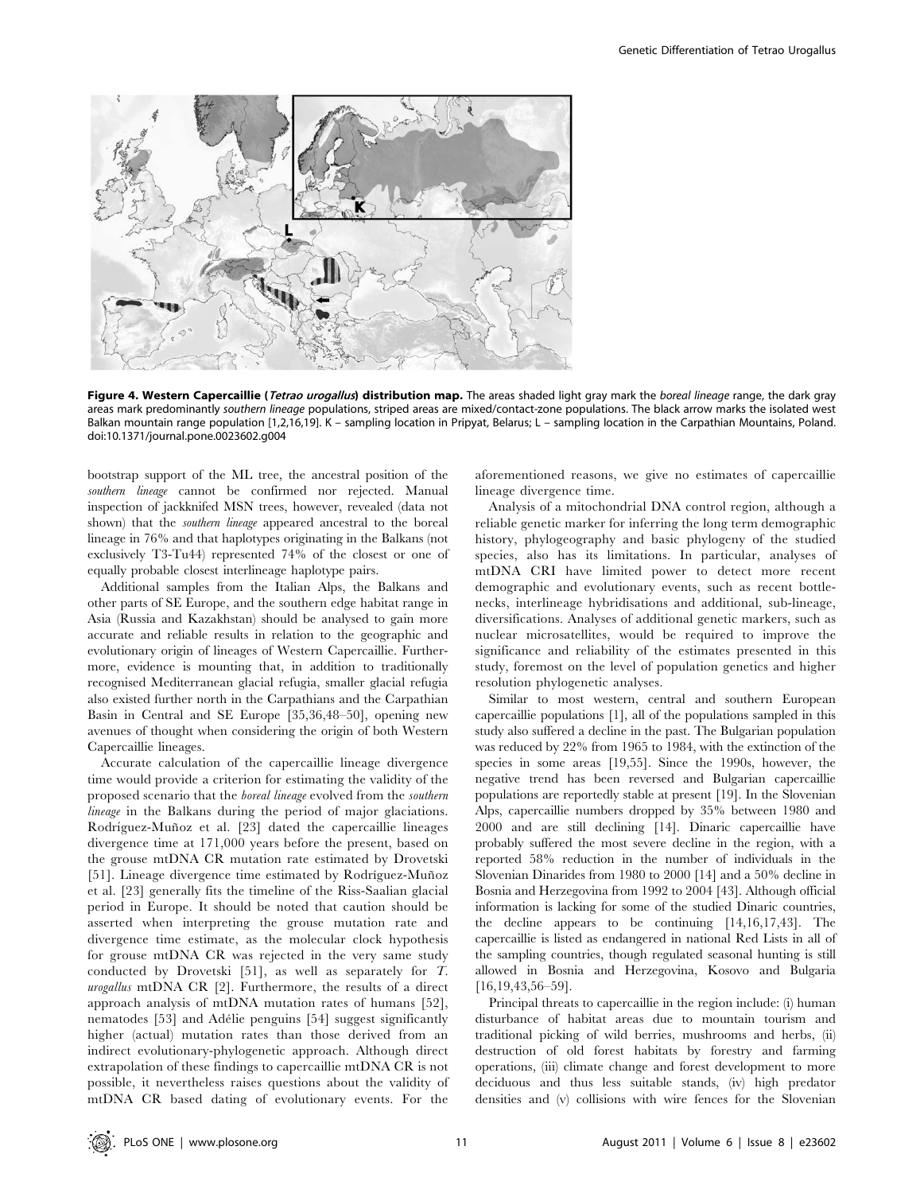**Figure 4. Western Capercaillie (*Tetrao urogallus*) distribution map.** The areas shaded light gray mark the *boreal lineage* range, the dark gray areas mark predominantly *southern lineage* populations, striped areas are mixed/contact-zone populations. The black arrow marks the isolated west Balkan mountain range population [1,2,16,19]. K – sampling location in Pripyat, Belarus; L – sampling location in the Carpathian Mountains, Poland. doi:10.1371/journal.pone.0023602.g004

bootstrap support of the ML tree, the ancestral position of the *southern lineage* cannot be confirmed nor rejected. Manual inspection of jackknifed MSN trees, however, revealed (data not shown) that the *southern lineage* appeared ancestral to the boreal lineage in 76% and that haplotypes originating in the Balkans (not exclusively T3-Tu44) represented 74% of the closest or one of equally probable closest interlineage haplotype pairs.

Additional samples from the Italian Alps, the Balkans and other parts of SE Europe, and the southern edge habitat range in Asia (Russia and Kazakhstan) should be analysed to gain more accurate and reliable results in relation to the geographic and evolutionary origin of lineages of Western Capercaillie. Furthermore, evidence is mounting that, in addition to traditionally recognised Mediterranean glacial refugia, smaller glacial refugia also existed further north in the Carpathians and the Carpathian Basin in Central and SE Europe [35,36,48–50], opening new avenues of thought when considering the origin of both Western Capercaillie lineages.

Accurate calculation of the capercaillie lineage divergence time would provide a criterion for estimating the validity of the proposed scenario that the *boreal lineage* evolved from the *southern lineage* in the Balkans during the period of major glaciations. Rodríguez-Muñoz et al. [23] dated the capercaillie lineages divergence time at 171,000 years before the present, based on the grouse mtDNA CR mutation rate estimated by Drovetski [51]. Lineage divergence time estimated by Rodríguez-Muñoz et al. [23] generally fits the timeline of the Riss-Saalian glacial period in Europe. It should be noted that caution should be asserted when interpreting the grouse mutation rate and divergence time estimate, as the molecular clock hypothesis for grouse mtDNA CR was rejected in the very same study conducted by Drovetski [51], as well as separately for *T. urogallus* mtDNA CR [2]. Furthermore, the results of a direct approach analysis of mtDNA mutation rates of humans [52], nematodes [53] and Adélie penguins [54] suggest significantly higher (actual) mutation rates than those derived from an indirect evolutionary-phylogenetic approach. Although direct extrapolation of these findings to capercaillie mtDNA CR is not possible, it nevertheless raises questions about the validity of mtDNA CR based dating of evolutionary events. For the aforementioned reasons, we give no estimates of capercaillie lineage divergence time.

Analysis of a mitochondrial DNA control region, although a reliable genetic marker for inferring the long term demographic history, phylogeography and basic phylogeny of the studied species, also has its limitations. In particular, analyses of mtDNA CRI have limited power to detect more recent demographic and evolutionary events, such as recent bottlenecks, interlineage hybridisations and additional, sub-lineage, diversifications. Analyses of additional genetic markers, such as nuclear microsatellites, would be required to improve the significance and reliability of the estimates presented in this study, foremost on the level of population genetics and higher resolution phylogenetic analyses.

Similar to most western, central and southern European capercaillie populations [1], all of the populations sampled in this study also suffered a decline in the past. The Bulgarian population was reduced by 22% from 1965 to 1984, with the extinction of the species in some areas [19,55]. Since the 1990s, however, the negative trend has been reversed and Bulgarian capercaillie populations are reportedly stable at present [19]. In the Slovenian Alps, capercaillie numbers dropped by 35% between 1980 and 2000 and are still declining [14]. Dinaric capercaillie have probably suffered the most severe decline in the region, with a reported 58% reduction in the number of individuals in the Slovenian Dinarides from 1980 to 2000 [14] and a 50% decline in Bosnia and Herzegovina from 1992 to 2004 [43]. Although official information is lacking for some of the studied Dinaric countries, the decline appears to be continuing [14,16,17,43]. The capercaillie is listed as endangered in national Red Lists in all of the sampling countries, though regulated seasonal hunting is still allowed in Bosnia and Herzegovina, Kosovo and Bulgaria [16,19,43,56–59].

Principal threats to capercaillie in the region include: (i) human disturbance of habitat areas due to mountain tourism and traditional picking of wild berries, mushrooms and herbs, (ii) destruction of old forest habitats by forestry and farming operations, (iii) climate change and forest development to more deciduous and thus less suitable stands, (iv) high predator densities and (v) collisions with wire fences for the Slovenian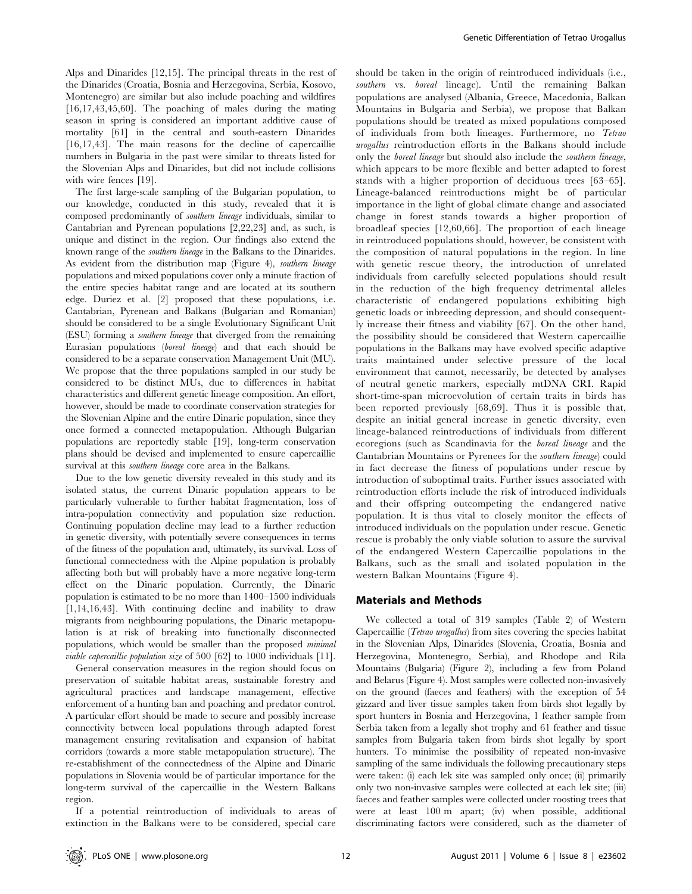Alps and Dinarides [12,15]. The principal threats in the rest of the Dinarides (Croatia, Bosnia and Herzegovina, Serbia, Kosovo, Montenegro) are similar but also include poaching and wildfires [16,17,43,45,60]. The poaching of males during the mating season in spring is considered an important additive cause of mortality [61] in the central and south-eastern Dinarides [16,17,43]. The main reasons for the decline of capercaillie numbers in Bulgaria in the past were similar to threats listed for the Slovenian Alps and Dinarides, but did not include collisions with wire fences [19].

The first large-scale sampling of the Bulgarian population, to our knowledge, conducted in this study, revealed that it is composed predominantly of *southern lineage* individuals, similar to Cantabrian and Pyrenean populations [2,22,23] and, as such, is unique and distinct in the region. Our findings also extend the known range of the *southern lineage* in the Balkans to the Dinarides. As evident from the distribution map (Figure 4), *southern lineage* populations and mixed populations cover only a minute fraction of the entire species habitat range and are located at its southern edge. Duriez et al. [2] proposed that these populations, i.e. Cantabrian, Pyrenean and Balkans (Bulgarian and Romanian) should be considered to be a single Evolutionary Significant Unit (ESU) forming a *southern lineage* that diverged from the remaining Eurasian populations (*boreal lineage*) and that each should be considered to be a separate conservation Management Unit (MU). We propose that the three populations sampled in our study be considered to be distinct MUs, due to differences in habitat characteristics and different genetic lineage composition. An effort, however, should be made to coordinate conservation strategies for the Slovenian Alpine and the entire Dinaric population, since they once formed a connected metapopulation. Although Bulgarian populations are reportedly stable [19], long-term conservation plans should be devised and implemented to ensure capercaillie survival at this *southern lineage* core area in the Balkans.

Due to the low genetic diversity revealed in this study and its isolated status, the current Dinaric population appears to be particularly vulnerable to further habitat fragmentation, loss of intra-population connectivity and population size reduction. Continuing population decline may lead to a further reduction in genetic diversity, with potentially severe consequences in terms of the fitness of the population and, ultimately, its survival. Loss of functional connectedness with the Alpine population is probably affecting both but will probably have a more negative long-term effect on the Dinaric population. Currently, the Dinaric population is estimated to be no more than 1400–1500 individuals [1,14,16,43]. With continuing decline and inability to draw migrants from neighbouring populations, the Dinaric metapopulation is at risk of breaking into functionally disconnected populations, which would be smaller than the proposed *minimal viable capercaillie population size* of 500 [62] to 1000 individuals [11].

General conservation measures in the region should focus on preservation of suitable habitat areas, sustainable forestry and agricultural practices and landscape management, effective enforcement of a hunting ban and poaching and predator control. A particular effort should be made to secure and possibly increase connectivity between local populations through adapted forest management ensuring revitalisation and expansion of habitat corridors (towards a more stable metapopulation structure). The re-establishment of the connectedness of the Alpine and Dinaric populations in Slovenia would be of particular importance for the long-term survival of the capercaillie in the Western Balkans region.

If a potential reintroduction of individuals to areas of extinction in the Balkans were to be considered, special care should be taken in the origin of reintroduced individuals (i.e., *southern* vs. *boreal* lineage). Until the remaining Balkan populations are analysed (Albania, Greece, Macedonia, Balkan Mountains in Bulgaria and Serbia), we propose that Balkan populations should be treated as mixed populations composed of individuals from both lineages. Furthermore, no *Tetrao urogallus* reintroduction efforts in the Balkans should include only the *boreal lineage* but should also include the *southern lineage*, which appears to be more flexible and better adapted to forest stands with a higher proportion of deciduous trees [63–65]. Lineage-balanced reintroductions might be of particular importance in the light of global climate change and associated change in forest stands towards a higher proportion of broadleaf species [12,60,66]. The proportion of each lineage in reintroduced populations should, however, be consistent with the composition of natural populations in the region. In line with genetic rescue theory, the introduction of unrelated individuals from carefully selected populations should result in the reduction of the high frequency detrimental alleles characteristic of endangered populations exhibiting high genetic loads or inbreeding depression, and should consequently increase their fitness and viability [67]. On the other hand, the possibility should be considered that Western capercaillie populations in the Balkans may have evolved specific adaptive traits maintained under selective pressure of the local environment that cannot, necessarily, be detected by analyses of neutral genetic markers, especially mtDNA CRI. Rapid short-time-span microevolution of certain traits in birds has been reported previously [68,69]. Thus it is possible that, despite an initial general increase in genetic diversity, even lineage-balanced reintroductions of individuals from different ecoregions (such as Scandinavia for the *boreal lineage* and the Cantabrian Mountains or Pyrenees for the *southern lineage*) could in fact decrease the fitness of populations under rescue by introduction of suboptimal traits. Further issues associated with reintroduction efforts include the risk of introduced individuals and their offspring outcompeting the endangered native population. It is thus vital to closely monitor the effects of introduced individuals on the population under rescue. Genetic rescue is probably the only viable solution to assure the survival of the endangered Western Capercaillie populations in the Balkans, such as the small and isolated population in the western Balkan Mountains (Figure 4).

## Materials and Methods

We collected a total of 319 samples (Table 2) of Western Capercaillie (*Tetrao urogallus*) from sites covering the species habitat in the Slovenian Alps, Dinarides (Slovenia, Croatia, Bosnia and Herzegovina, Montenegro, Serbia), and Rhodope and Rila Mountains (Bulgaria) (Figure 2), including a few from Poland and Belarus (Figure 4). Most samples were collected non-invasively on the ground (faeces and feathers) with the exception of 54 gizzard and liver tissue samples taken from birds shot legally by sport hunters in Bosnia and Herzegovina, 1 feather sample from Serbia taken from a legally shot trophy and 61 feather and tissue samples from Bulgaria taken from birds shot legally by sport hunters. To minimise the possibility of repeated non-invasive sampling of the same individuals the following precautionary steps were taken: (i) each lek site was sampled only once; (ii) primarily only two non-invasive samples were collected at each lek site; (iii) faeces and feather samples were collected under roosting trees that were at least 100 m apart; (iv) when possible, additional discriminating factors were considered, such as the diameter of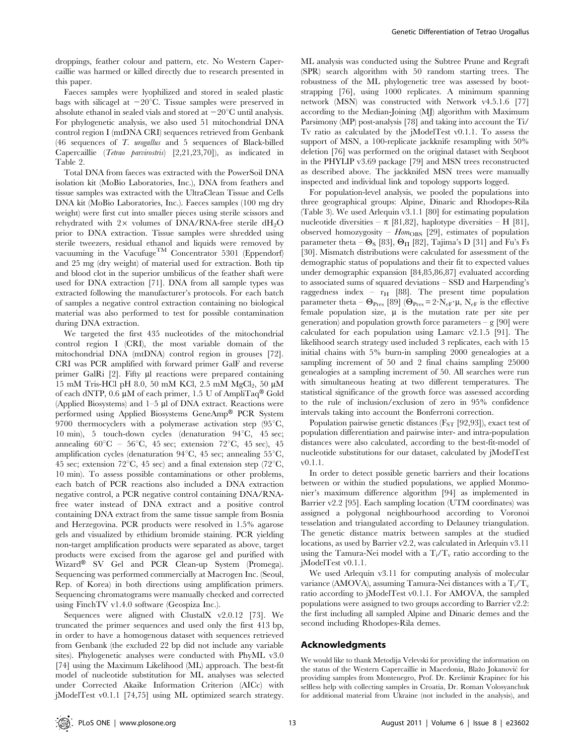droppings, feather colour and pattern, etc. No Western Capercaillie was harmed or killed directly due to research presented in this paper.

Faeces samples were lyophilized and stored in sealed plastic bags with silicagel at −20°C. Tissue samples were preserved in absolute ethanol in sealed vials and stored at −20°C until analysis. For phylogenetic analysis, we also used 51 mitochondrial DNA control region I (mtDNA CRI) sequences retrieved from Genbank (46 sequences of *T. urogallus* and 5 sequences of Black-billed Capercaillie (*Tetrao parvirostris*) [2,21,23,70]), as indicated in Table 2.

Total DNA from faeces was extracted with the PowerSoil DNA isolation kit (MoBio Laboratories, Inc.), DNA from feathers and tissue samples was extracted with the UltraClean Tissue and Cells DNA kit (MoBio Laboratories, Inc.). Faeces samples (100 mg dry weight) were first cut into smaller pieces using sterile scissors and rehydrated with 2× volumes of DNA/RNA-free sterile $dH_2O$ prior to DNA extraction. Tissue samples were shredded using sterile tweezers, residual ethanol and liquids were removed by vacuuming in the Vacufuge™ Concentrator 5301 (Eppendorf) and 25 mg (dry weight) of material used for extraction. Both tip and blood clot in the superior umbilicus of the feather shaft were used for DNA extraction [71]. DNA from all sample types was extracted following the manufacturer's protocols. For each batch of samples a negative control extraction containing no biological material was also performed to test for possible contamination during DNA extraction.

We targeted the first 435 nucleotides of the mitochondrial control region I (CRI), the most variable domain of the mitochondrial DNA (mtDNA) control region in grouses [72]. CRI was PCR amplified with forward primer GalF and reverse primer GalRi [2]. Fifty µl reactions were prepared containing 15 mM Tris-HCl pH 8.0, 50 mM KCl, 2.5 mM $MgCl_2$, 50 µM of each dNTP, 0.6 µM of each primer, 1.5 U of AmpliTaq® Gold (Applied Biosystems) and 1–5 µl of DNA extract. Reactions were performed using Applied Biosystems GeneAmp® PCR System 9700 thermocyclers with a polymerase activation step (95°C, 10 min), 5 touch-down cycles (denaturation 94°C, 45 sec; annealing 60°C – 56°C, 45 sec; extension 72°C, 45 sec), 45 amplification cycles (denaturation 94°C, 45 sec; annealing 55°C, 45 sec; extension 72°C, 45 sec) and a final extension step (72°C, 10 min). To assess possible contaminations or other problems, each batch of PCR reactions also included a DNA extraction negative control, a PCR negative control containing DNA/RNA-free water instead of DNA extract and a positive control containing DNA extract from the same tissue sample from Bosnia and Herzegovina. PCR products were resolved in 1.5% agarose gels and visualized by ethidium bromide staining. PCR yielding non-target amplification products were separated as above, target products were excised from the agarose gel and purified with Wizard® SV Gel and PCR Clean-up System (Promega). Sequencing was performed commercially at Macrogen Inc. (Seoul, Rep. of Korea) in both directions using amplification primers. Sequencing chromatograms were manually checked and corrected using FinchTV v1.4.0 software (Geospiza Inc.).

Sequences were aligned with ClustalX v2.0.12 [73]. We truncated the primer sequences and used only the first 413 bp, in order to have a homogenous dataset with sequences retrieved from Genbank (the excluded 22 bp did not include any variable sites). Phylogenetic analyses were conducted with PhyML v3.0 [74] using the Maximum Likelihood (ML) approach. The best-fit model of nucleotide substitution for ML analyses was selected under Corrected Akaike Information Criterion (AICc) with jModelTest v0.1.1 [74,75] using ML optimized search strategy. ML analysis was conducted using the Subtree Prune and Regraft (SPR) search algorithm with 50 random starting trees. The robustness of the ML phylogenetic tree was assessed by bootstrapping [76], using 1000 replicates. A minimum spanning network (MSN) was constructed with Network v4.5.1.6 [77] according to the Median-Joining (MJ) algorithm with Maximum Parsimony (MP) post-analysis [78] and taking into account the Ti/Tv ratio as calculated by the jModelTest v0.1.1. To assess the support of MSN, a 100-replicate jackknife resampling with 50% deletion [76] was performed on the original dataset with Seqboot in the PHYLIP v3.69 package [79] and MSN trees reconstructed as described above. The jackknifed MSN trees were manually inspected and individual link and topology supports logged.

For population-level analysis, we pooled the populations into three geographical groups: Alpine, Dinaric and Rhodopes-Rila (Table 3). We used Arlequin v3.1.1 [80] for estimating population nucleotide diversities – π [81,82], haplotype diversities – H [81], observed homozygosity – $Hom_{OBS}$ [29], estimates of population parameter theta – $\Theta_S$ [83], $\Theta_\Pi$ [82], Tajima's D [31] and Fu's Fs [30]. Mismatch distributions were calculated for assessment of the demographic status of populations and their fit to expected values under demographic expansion [84,85,86,87] evaluated according to associated sums of squared deviations – SSD and Harpending's raggedness index – $r_H$ [88]. The present time population parameter theta – $\Theta_{Pres}$ [89] ($\Theta_{Pres} = 2 \cdot N_{eF} \cdot \mu$, $N_{eF}$ is the effective female population size, µ is the mutation rate per site per generation) and population growth force parameters – g [90] were calculated for each population using Lamarc v2.1.5 [91]. The likelihood search strategy used included 3 replicates, each with 15 initial chains with 5% burn-in sampling 2000 genealogies at a sampling increment of 50 and 2 final chains sampling 25000 genealogies at a sampling increment of 50. All searches were run with simultaneous heating at two different temperatures. The statistical significance of the growth force was assessed according to the rule of inclusion/exclusion of zero in 95% confidence intervals taking into account the Bonferroni correction.

Population pairwise genetic distances ($F_{ST}$ [92,93]), exact test of population differentiation and pairwise inter- and intra-population distances were also calculated, according to the best-fit-model of nucleotide substitutions for our dataset, calculated by jModelTest v0.1.1.

In order to detect possible genetic barriers and their locations between or within the studied populations, we applied Monmonier's maximum difference algorithm [94] as implemented in Barrier v2.2 [95]. Each sampling location (UTM coordinates) was assigned a polygonal neighbourhood according to Voronoi tesselation and triangulated according to Delauney triangulation. The genetic distance matrix between samples at the studied locations, as used by Barrier v2.2, was calculated in Arlequin v3.11 using the Tamura-Nei model with a $T_i/T_v$ ratio according to the jModelTest v0.1.1.

We used Arlequin v3.11 for computing analysis of molecular variance (AMOVA), assuming Tamura-Nei distances with a $T_i/T_v$ ratio according to jModelTest v0.1.1. For AMOVA, the sampled populations were assigned to two groups according to Barrier v2.2: the first including all sampled Alpine and Dinaric demes and the second including Rhodopes-Rila demes.

## Acknowledgments

We would like to thank Metodija Velevski for providing the information on the status of the Western Capercaillie in Macedonia, Blažo Jokanović for providing samples from Montenegro, Prof. Dr. Krešimir Krapinec for his selfless help with collecting samples in Croatia, Dr. Roman Volosyanchuk for additional material from Ukraine (not included in the analysis), and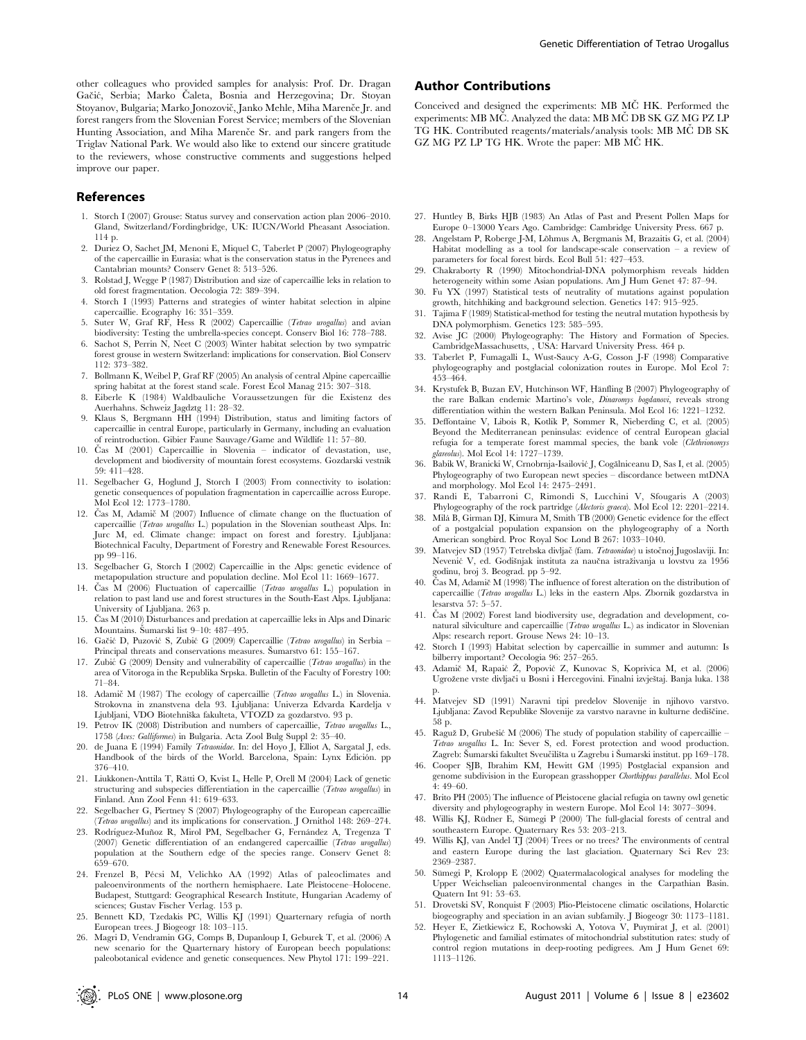other colleagues who provided samples for analysis: Prof. Dr. Dragan Gačić, Serbia; Marko Čaleta, Bosnia and Herzegovina; Dr. Stoyan Stoyanov, Bulgaria; Marko Jonozovič, Janko Mehle, Miha Marenče Jr. and forest rangers from the Slovenian Forest Service; members of the Slovenian Hunting Association, and Miha Marenče Sr. and park rangers from the Triglav National Park. We would also like to extend our sincere gratitude to the reviewers, whose constructive comments and suggestions helped improve our paper.

## Author Contributions

Conceived and designed the experiments: MB MČ HK. Performed the experiments: MB MČ. Analyzed the data: MB MČ DB SK GZ MG PZ LP TG HK. Contributed reagents/materials/analysis tools: MB MČ DB SK GZ MG PZ LP TG HK. Wrote the paper: MB MČ HK.

## References

1. Storch I (2007) Grouse: Status survey and conservation action plan 2006–2010. Gland, Switzerland/Fordingbridge, UK: IUCN/World Pheasant Association. 114 p.
2. Duriez O, Sachet JM, Menoni E, Miquel C, Taberlet P (2007) Phylogeography of the capercaillie in Eurasia: what is the conservation status in the Pyrenees and Cantabrian mounts? Conserv Genet 8: 513–526.
3. Rolstad J, Wegge P (1987) Distribution and size of capercaillie leks in relation to old forest fragmentation. Oecologia 72: 389–394.
4. Storch I (1993) Patterns and strategies of winter habitat selection in alpine capercaillie. Ecography 16: 351–359.
5. Suter W, Graf RF, Hess R (2002) Capercaillie (*Tetrao urogallus*) and avian biodiversity: Testing the umbrella-species concept. Conserv Biol 16: 778–788.
6. Sachot S, Perrin N, Neet C (2003) Winter habitat selection by two sympatric forest grouse in western Switzerland: implications for conservation. Biol Conserv 112: 373–382.
7. Bollmann K, Weibel P, Graf RF (2005) An analysis of central Alpine capercaillie spring habitat at the forest stand scale. Forest Ecol Manag 215: 307–318.
8. Eiberle K (1984) Waldbauliche Voraussetzungen für die Existenz des Auerhahns. Schweiz Jagdztg 11: 28–32.
9. Klaus S, Bergmann HH (1994) Distribution, status and limiting factors of capercaillie in central Europe, particularly in Germany, including an evaluation of reintroduction. Gibier Faune Sauvage/Game and Wildlife 11: 57–80.
10. Čas M (2001) Capercaillie in Slovenia – indicator of devastation, use, development and biodiversity of mountain forest ecosystems. Gozdarski vestnik 59: 411–428.
11. Segelbacher G, Hoglund J, Storch I (2003) From connectivity to isolation: genetic consequences of population fragmentation in capercaillie across Europe. Mol Ecol 12: 1773–1780.
12. Čas M, Adamič M (2007) Influence of climate change on the fluctuation of capercaillie (*Tetrao urogallus* L.) population in the Slovenian southeast Alps. In: Jurc M, ed. Climate change: impact on forest and forestry. Ljubljana: Biotechnical Faculty, Department of Forestry and Renewable Forest Resources. pp 99–116.
13. Segelbacher G, Storch I (2002) Capercaillie in the Alps: genetic evidence of metapopulation structure and population decline. Mol Ecol 11: 1669–1677.
14. Čas M (2006) Fluctuation of capercaillie (*Tetrao urogallus* L.) population in relation to past land use and forest structures in the South-East Alps. Ljubljana: University of Ljubljana. 263 p.
15. Čas M (2010) Disturbances and predation at capercaillie leks in Alps and Dinaric Mountains. Šumarski list 9–10: 487–495.
16. Gačić D, Puzović S, Zubić G (2009) Capercaillie (*Tetrao urogallus*) in Serbia – Principal threats and conservations measures. Šumarstvo 61: 155–167.
17. Zubić G (2009) Density and vulnerability of capercaillie (*Tetrao urogallus*) in the area of Vitoroga in the Republika Srpska. Bulletin of the Faculty of Forestry 100: 71–84.
18. Adamič M (1987) The ecology of capercaillie (*Tetrao urogallus* L.) in Slovenia. Strokovna in znanstvena dela 93. Ljubljana: Univerza Edvarda Kardelja v Ljubljani, VDO Biotehniška fakulteta, VTOZD za gozdarstvo. 93 p.
19. Petrov IK (2008) Distribution and numbers of capercaillie, *Tetrao urogallus* L., 1758 (*Aves: Galliformes*) in Bulgaria. Acta Zool Bulg Suppl 2: 35–40.
20. de Juana E (1994) Family *Tetraonidae*. In: del Hoyo J, Elliot A, Sargatal J, eds. Handbook of the birds of the World. Barcelona, Spain: Lynx Edición. pp 376–410.
21. Liukkonen-Anttila T, Rätti O, Kvist L, Helle P, Orell M (2004) Lack of genetic structuring and subspecies differentiation in the capercaillie (*Tetrao urogallus*) in Finland. Ann Zool Fenn 41: 619–633.
22. Segelbacher G, Piertney S (2007) Phylogeography of the European capercaillie (*Tetrao urogallus*) and its implications for conservation. J Ornithol 148: 269–274.
23. Rodríguez-Muñoz R, Mirol PM, Segelbacher G, Fernández A, Tregenza T (2007) Genetic differentiation of an endangered capercaillie (*Tetrao urogallus*) population at the Southern edge of the species range. Conserv Genet 8: 659–670.
24. Frenzel B, Pécsi M, Velichko AA (1992) Atlas of paleoclimates and paleoenvironments of the northern hemisphaere. Late Pleistocene–Holocene. Budapest, Stuttgard: Geographical Research Institute, Hungarian Academy of sciences; Gustav Fischer Verlag. 153 p.
25. Bennett KD, Tzedakis PC, Willis KJ (1991) Quarternary refugia of north European trees. J Biogeogr 18: 103–115.
26. Magri D, Vendramin GG, Comps B, Dupanloup I, Geburek T, et al. (2006) A new scenario for the Quarternary history of European beech populations: paleobotanical evidence and genetic consequences. New Phytol 171: 199–221.
27. Huntley B, Birks HJB (1983) An Atlas of Past and Present Pollen Maps for Europe 0–13000 Years Ago. Cambridge: Cambridge University Press. 667 p.
28. Angelstam P, Roberge J-M, Lõhmus A, Bergmanis M, Brazaitis G, et al. (2004) Habitat modelling as a tool for landscape-scale conservation – a review of parameters for focal forest birds. Ecol Bull 51: 427–453.
29. Chakraborty R (1990) Mitochondrial-DNA polymorphism reveals hidden heterogeneity within some Asian populations. Am J Hum Genet 47: 87–94.
30. Fu YX (1997) Statistical tests of neutrality of mutations against population growth, hitchhiking and background selection. Genetics 147: 915–925.
31. Tajima F (1989) Statistical-method for testing the neutral mutation hypothesis by DNA polymorphism. Genetics 123: 585–595.
32. Avise JC (2000) Phylogeography: The History and Formation of Species. CambridgeMassachusetts, , USA: Harvard University Press. 464 p.
33. Taberlet P, Fumagalli L, Wust-Saucy A-G, Cosson J-F (1998) Comparative phylogeography and postglacial colonization routes in Europe. Mol Ecol 7: 453–464.
34. Krystufek B, Buzan EV, Hutchinson WF, Hänfling B (2007) Phylogeography of the rare Balkan endemic Martino's vole, *Dinaromys bogdanovi*, reveals strong differentiation within the western Balkan Peninsula. Mol Ecol 16: 1221–1232.
35. Deffontaine V, Libois R, Kotlík P, Sommer R, Nieberding C, et al. (2005) Beyond the Mediterranean peninsulas: evidence of central European glacial refugia for a temperate forest mammal species, the bank vole (*Clethrionomys glareolus*). Mol Ecol 14: 1727–1739.
36. Babik W, Branicki W, Crnobrnja-Isailović J, Cogălniceanu D, Sas I, et al. (2005) Phylogeography of two European newt species – discordance between mtDNA and morphology. Mol Ecol 14: 2475–2491.
37. Randi E, Tabarroni C, Rimondi S, Lucchini V, Sfougaris A (2003) Phylogeography of the rock partridge (*Alectoris graeca*). Mol Ecol 12: 2201–2214.
38. Milá B, Girman DJ, Kimura M, Smith TB (2000) Genetic evidence for the effect of a postgalcial population expansion on the phylogeography of a North American songbird. Proc Royal Soc Lond B 267: 1033–1040.
39. Matvejev SD (1957) Tetrebska divljač (fam. *Tetraonidae*) u istočnoj Jugoslaviji. In: Nevenić V, ed. Godišnjak instituta za naučna istraživanja u lovstvu za 1956 godinu, broj 3. Beograd. pp 5–92.
40. Čas M, Adamič M (1998) The influence of forest alteration on the distribution of capercaillie (*Tetrao urogallus* L.) leks in the eastern Alps. Zbornik gozdarstva in lesarstva 57: 5–57.
41. Čas M (2002) Forest land biodiversity use, degradation and development, co-natural silviculture and capercaillie (*Tetrao urogallus* L.) as indicator in Slovenian Alps: research report. Grouse News 24: 10–13.
42. Storch I (1993) Habitat selection by capercaillie in summer and autumn: Is bilberry important? Oecologia 96: 257–265.
43. Adamič M, Rapaić Ž, Popović Z, Kunovac S, Koprivica M, et al. (2006) Ugrožene vrste divljači u Bosni i Hercegovini. Finalni izvještaj. Banja luka. 138 p.
44. Matvejev SD (1991) Naravni tipi predelov Slovenije in njihovo varstvo. Ljubljana: Zavod Republike Slovenije za varstvo naravne in kulturne dediščine. 58 p.
45. Raguž D, Grubešić M (2006) The study of population stability of capercaillie – *Tetrao urogallus* L. In: Sever S, ed. Forest protection and wood production. Zagreb: Šumarski fakultet Sveučilišta u Zagrebu i Šumarski institut. pp 169–178.
46. Cooper SJB, Ibrahim KM, Hewitt GM (1995) Postglacial expansion and genome subdivision in the European grasshopper *Chorthippus parallelus*. Mol Ecol 4: 49–60.
47. Brito PH (2005) The influence of Pleistocene glacial refugia on tawny owl genetic diversity and phylogeography in western Europe. Mol Ecol 14: 3077–3094.
48. Willis KJ, Rüdner E, Sümegi P (2000) The full-glacial forests of central and southeastern Europe. Quaternary Res 53: 203–213.
49. Willis KJ, van Andel TJ (2004) Trees or no trees? The environments of central and eastern Europe during the last glaciation. Quaternary Sci Rev 23: 2369–2387.
50. Sümegi P, Krolopp E (2002) Quatermalacological analyses for modeling the Upper Weichselian paleoenvironmental changes in the Carpathian Basin. Quatern Int 91: 53–63.
51. Drovetski SV, Ronquist F (2003) Plio-Pleistocene climatic oscilations, Holarctic biogeography and speciation in an avian subfamily. J Biogeogr 30: 1173–1181.
52. Heyer E, Zietkiewicz E, Rochowski A, Yotova V, Puymirat J, et al. (2001) Phylogenetic and familial estimates of mitochondrial substitution rates: study of control region mutations in deep-rooting pedigrees. Am J Hum Genet 69: 1113–1126.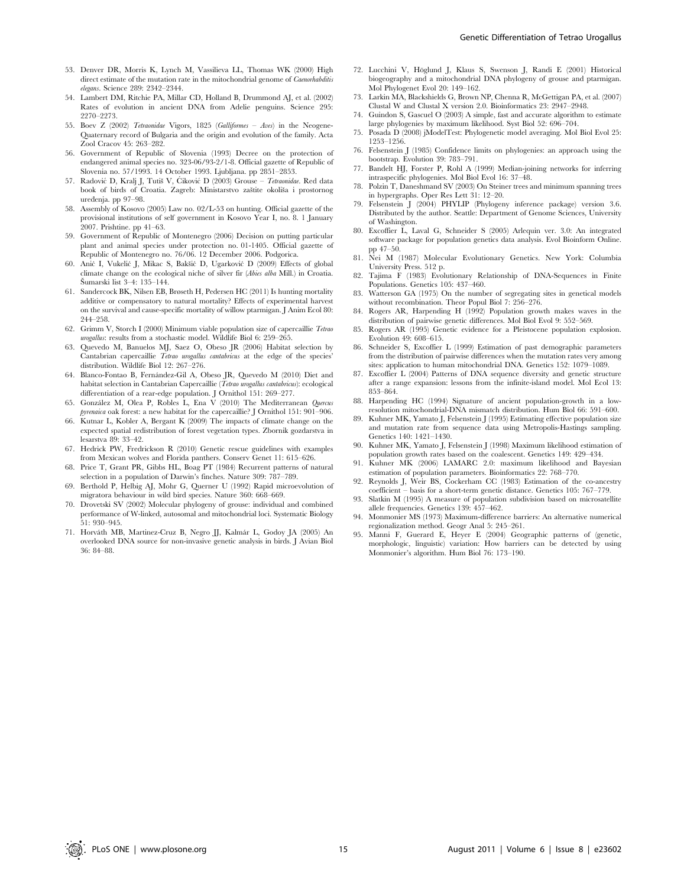53. Denver DR, Morris K, Lynch M, Vassilieva LL, Thomas WK (2000) High direct estimate of the mutation rate in the mitochondrial genome of *Caenorhabditis elegans*. Science 289: 2342–2344.
54. Lambert DM, Ritchie PA, Millar CD, Holland B, Drummond AJ, et al. (2002) Rates of evolution in ancient DNA from Adelie penguins. Science 295: 2270–2273.
55. Boev Z (2002) *Tetraonidae* Vigors, 1825 (*Galliformes – Aves*) in the Neogene-Quaternary record of Bulgaria and the origin and evolution of the family. Acta Zool Cracov 45: 263–282.
56. Government of Republic of Slovenia (1993) Decree on the protection of endangered animal species no. 323-06/93-2/1-8. Official gazette of Republic of Slovenia no. 57/1993. 14 October 1993. Ljubljana. pp 2851–2853.
57. Radović D, Kralj J, Tutiš V, Ćiković D (2003) Grouse – *Tetraonidae*. Red data book of birds of Croatia. Zagreb: Ministarstvo zaštite okoliša i prostornog uređenja. pp 97–98.
58. Assembly of Kosovo (2005) Law no. 02/L-53 on hunting. Official gazette of the provisional institutions of self government in Kosovo Year I, no. 8. 1 January 2007. Prishtine. pp 41–63.
59. Government of Republic of Montenegro (2006) Decision on putting particular plant and animal species under protection no. 01-1405. Official gazette of Republic of Montenegro no. 76/06. 12 December 2006. Podgorica.
60. Anić I, Vukelić J, Mikac S, Bakšić D, Ugarković D (2009) Effects of global climate change on the ecological niche of silver fir (*Abies alba* Mill.) in Croatia. Šumarski list 3–4: 135–144.
61. Sandercock BK, Nilsen EB, Brøseth H, Pedersen HC (2011) Is hunting mortality additive or compensatory to natural mortality? Effects of experimental harvest on the survival and cause-specific mortality of willow ptarmigan. J Anim Ecol 80: 244–258.
62. Grimm V, Storch I (2000) Minimum viable population size of capercaillie *Tetrao urogallus*: results from a stochastic model. Wildlife Biol 6: 259–265.
63. Quevedo M, Banuelos MJ, Saez O, Obeso JR (2006) Habitat selection by Cantabrian capercaillie *Tetrao urogallus cantabricus* at the edge of the species' distribution. Wildlife Biol 12: 267–276.
64. Blanco-Fontao B, Fernández-Gil A, Obeso JR, Quevedo M (2010) Diet and habitat selection in Cantabrian Capercaillie (*Tetrao urogallus cantabricus*): ecological differentiation of a rear-edge population. J Ornithol 151: 269–277.
65. González M, Olea P, Robles L, Ena V (2010) The Mediterranean *Quercus pyrenaica* oak forest: a new habitat for the capercaillie? J Ornithol 151: 901–906.
66. Kutnar L, Kobler A, Bergant K (2009) The impacts of climate change on the expected spatial redistribution of forest vegetation types. Zbornik gozdarstva in lesarstva 89: 33–42.
67. Hedrick PW, Fredrickson R (2010) Genetic rescue guidelines with examples from Mexican wolves and Florida panthers. Conserv Genet 11: 615–626.
68. Price T, Grant PR, Gibbs HL, Boag PT (1984) Recurrent patterns of natural selection in a population of Darwin's finches. Nature 309: 787–789.
69. Berthold P, Helbig AJ, Mohr G, Querner U (1992) Rapid microevolution of migratora behaviour in wild bird species. Nature 360: 668–669.
70. Drovetski SV (2002) Molecular phylogeny of grouse: individual and combined performance of W-linked, autosomal and mitochondrial loci. Systematic Biology 51: 930–945.
71. Horváth MB, Martinez-Cruz B, Negro JJ, Kalmár L, Godoy JA (2005) An overlooked DNA source for non-invasive genetic analysis in birds. J Avian Biol 36: 84–88.
72. Lucchini V, Höglund J, Klaus S, Swenson J, Randi E (2001) Historical biogeography and a mitochondrial DNA phylogeny of grouse and ptarmigan. Mol Phylogenet Evol 20: 149–162.
73. Larkin MA, Blackshields G, Brown NP, Chenna R, McGettigan PA, et al. (2007) Clustal W and Clustal X version 2.0. Bioinformatics 23: 2947–2948.
74. Guindon S, Gascuel O (2003) A simple, fast and accurate algorithm to estimate large phylogenies by maximum likelihood. Syst Biol 52: 696–704.
75. Posada D (2008) jModelTest: Phylogenetic model averaging. Mol Biol Evol 25: 1253–1256.
76. Felsenstein J (1985) Confidence limits on phylogenies: an approach using the bootstrap. Evolution 39: 783–791.
77. Bandelt HJ, Forster P, Rohl A (1999) Median-joining networks for inferring intraspecific phylogenies. Mol Biol Evol 16: 37–48.
78. Polzin T, Daneshmand SV (2003) On Steiner trees and minimum spanning trees in hypergraphs. Oper Res Lett 31: 12–20.
79. Felsenstein J (2004) PHYLIP (Phylogeny inference package) version 3.6. Distributed by the author. Seattle: Department of Genome Sciences, University of Washington.
80. Excoffier L, Laval G, Schneider S (2005) Arlequin ver. 3.0: An integrated software package for population genetics data analysis. Evol Bioinform Online. pp 47–50.
81. Nei M (1987) Molecular Evolutionary Genetics. New York: Columbia University Press. 512 p.
82. Tajima F (1983) Evolutionary Relationship of DNA-Sequences in Finite Populations. Genetics 105: 437–460.
83. Watterson GA (1975) On the number of segregating sites in genetical models without recombination. Theor Popul Biol 7: 256–276.
84. Rogers AR, Harpending H (1992) Population growth makes waves in the distribution of pairwise genetic differences. Mol Biol Evol 9: 552–569.
85. Rogers AR (1995) Genetic evidence for a Pleistocene population explosion. Evolution 49: 608–615.
86. Schneider S, Excoffier L (1999) Estimation of past demographic parameters from the distribution of pairwise differences when the mutation rates very among sites: application to human mitochondrial DNA. Genetics 152: 1079–1089.
87. Excoffier L (2004) Patterns of DNA sequence diversity and genetic structure after a range expansion: lessons from the infinite-island model. Mol Ecol 13: 853–864.
88. Harpending HC (1994) Signature of ancient population-growth in a low-resolution mitochondrial-DNA mismatch distribution. Hum Biol 66: 591–600.
89. Kuhner MK, Yamato J, Felsenstein J (1995) Estimating effective population size and mutation rate from sequence data using Metropolis-Hastings sampling. Genetics 140: 1421–1430.
90. Kuhner MK, Yamato J, Felsenstein J (1998) Maximum likelihood estimation of population growth rates based on the coalescent. Genetics 149: 429–434.
91. Kuhner MK (2006) LAMARC 2.0: maximum likelihood and Bayesian estimation of population parameters. Bioinformatics 22: 768–770.
92. Reynolds J, Weir BS, Cockerham CC (1983) Estimation of the co-ancestry coefficient – basis for a short-term genetic distance. Genetics 105: 767–779.
93. Slatkin M (1995) A measure of population subdivision based on microsatellite allele frequencies. Genetics 139: 457–462.
94. Monmonier MS (1973) Maximum-difference barriers: An alternative numerical regionalization method. Geogr Anal 5: 245–261.
95. Manni F, Guerard E, Heyer E (2004) Geographic patterns of (genetic, morphologic, linguistic) variation: How barriers can be detected by using Monmonier's algorithm. Hum Biol 76: 173–190.